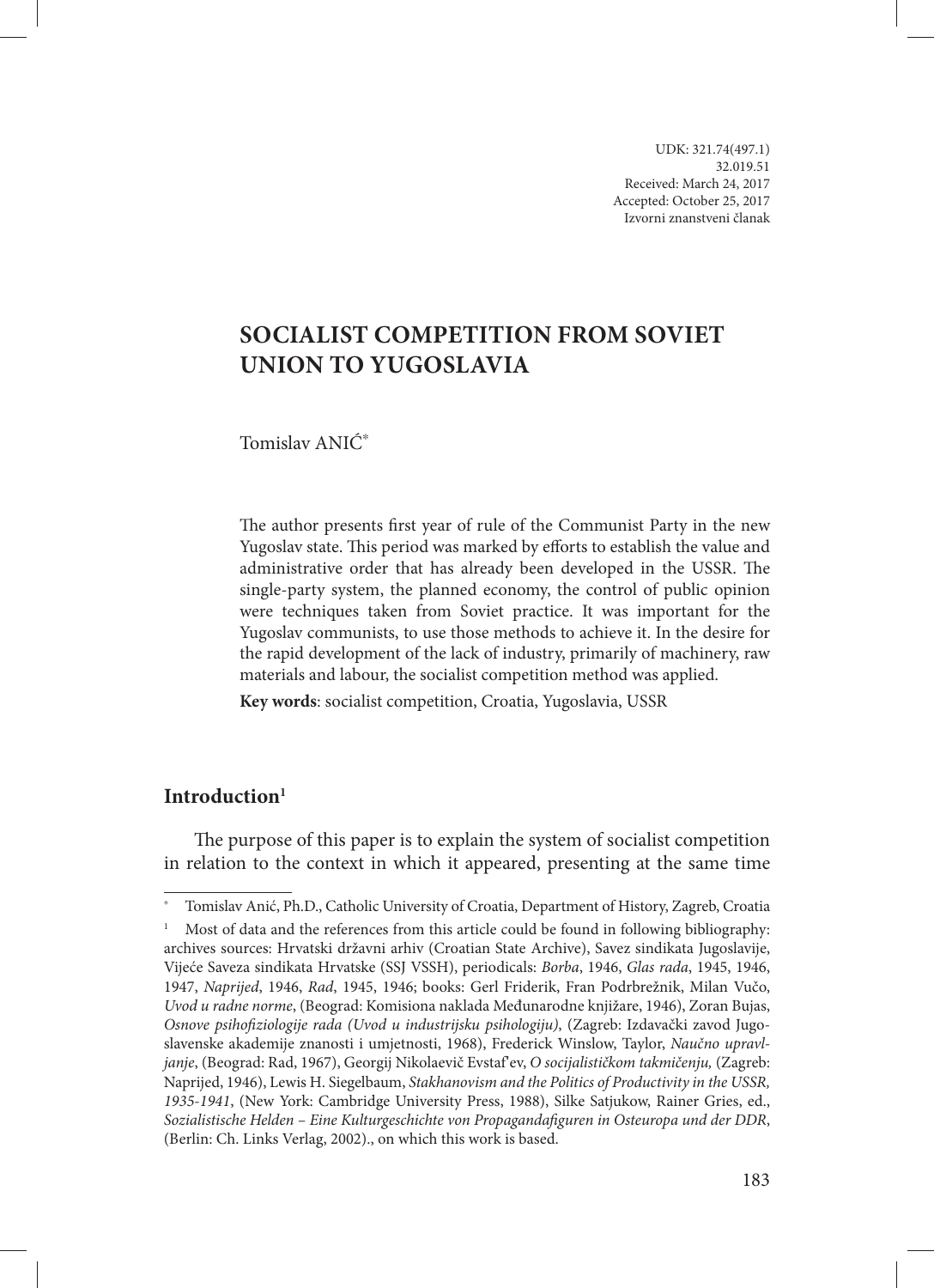UDK: 321.74(497.1)
32.019.51
Received: March 24, 2017
Accepted: October 25, 2017
Izvorni znanstveni članak

# SOCIALIST COMPETITION FROM SOVIET UNION TO YUGOSLAVIA

Tomislav ANIĆ[*]

The author presents first year of rule of the Communist Party in the new Yugoslav state. This period was marked by efforts to establish the value and administrative order that has already been developed in the USSR. The single-party system, the planned economy, the control of public opinion were techniques taken from Soviet practice. It was important for the Yugoslav communists, to use those methods to achieve it. In the desire for the rapid development of the lack of industry, primarily of machinery, raw materials and labour, the socialist competition method was applied.

**Key words**: socialist competition, Croatia, Yugoslavia, USSR

## Introduction[1]

The purpose of this paper is to explain the system of socialist competition in relation to the context in which it appeared, presenting at the same time

---

[*] Tomislav Anić, Ph.D., Catholic University of Croatia, Department of History, Zagreb, Croatia

[1] Most of data and the references from this article could be found in following bibliography: archives sources: Hrvatski državni arhiv (Croatian State Archive), Savez sindikata Jugoslavije, Vijeće Saveza sindikata Hrvatske (SSJ VSSH), periodicals: *Borba*, 1946, *Glas rada*, 1945, 1946, 1947, *Naprijed*, 1946, *Rad*, 1945, 1946; books: Gerl Friderik, Fran Podrbrežnik, Milan Vučo, *Uvod u radne norme*, (Beograd: Komisiona naklada Međunarodne knjižare, 1946), Zoran Bujas, *Osnove psihofiziologije rada (Uvod u industrijsku psihologiju)*, (Zagreb: Izdavački zavod Jugoslavenske akademije znanosti i umjetnosti, 1968), Frederick Winslow, Taylor, *Naučno upravljanje*, (Beograd: Rad, 1967), Georgij Nikolaevič Evstaf'ev, *O socijalističkom takmičenju,* (Zagreb: Naprijed, 1946), Lewis H. Siegelbaum, *Stakhanovism and the Politics of Productivity in the USSR, 1935-1941*, (New York: Cambridge University Press, 1988), Silke Satjukow, Rainer Gries, ed., *Sozialistische Helden – Eine Kulturgeschichte von Propagandafiguren in Osteuropa und der DDR*, (Berlin: Ch. Links Verlag, 2002)., on which this work is based.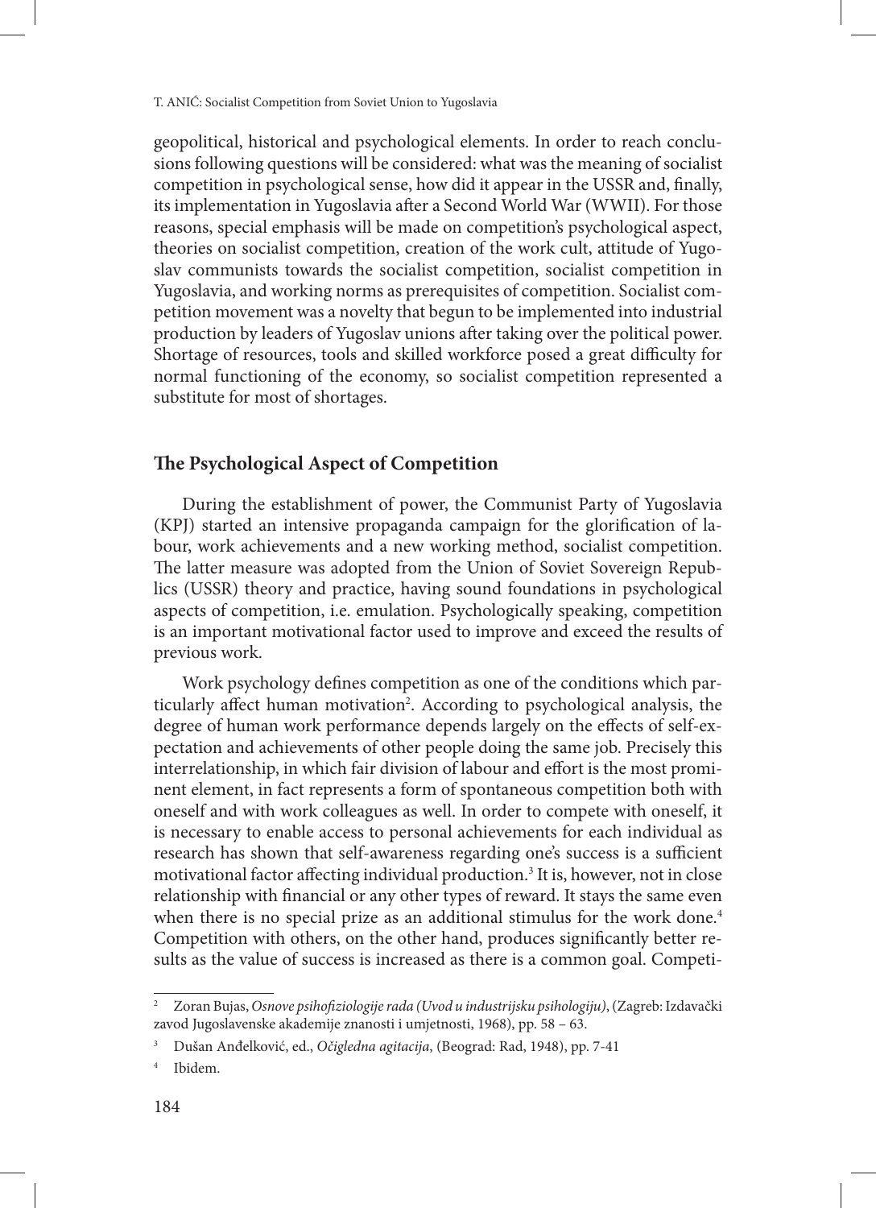geopolitical, historical and psychological elements. In order to reach conclusions following questions will be considered: what was the meaning of socialist competition in psychological sense, how did it appear in the USSR and, finally, its implementation in Yugoslavia after a Second World War (WWII). For those reasons, special emphasis will be made on competition's psychological aspect, theories on socialist competition, creation of the work cult, attitude of Yugoslav communists towards the socialist competition, socialist competition in Yugoslavia, and working norms as prerequisites of competition. Socialist competition movement was a novelty that begun to be implemented into industrial production by leaders of Yugoslav unions after taking over the political power. Shortage of resources, tools and skilled workforce posed a great difficulty for normal functioning of the economy, so socialist competition represented a substitute for most of shortages.

## The Psychological Aspect of Competition

During the establishment of power, the Communist Party of Yugoslavia (KPJ) started an intensive propaganda campaign for the glorification of labour, work achievements and a new working method, socialist competition. The latter measure was adopted from the Union of Soviet Sovereign Republics (USSR) theory and practice, having sound foundations in psychological aspects of competition, i.e. emulation. Psychologically speaking, competition is an important motivational factor used to improve and exceed the results of previous work.

Work psychology defines competition as one of the conditions which particularly affect human motivation[2]. According to psychological analysis, the degree of human work performance depends largely on the effects of self-expectation and achievements of other people doing the same job. Precisely this interrelationship, in which fair division of labour and effort is the most prominent element, in fact represents a form of spontaneous competition both with oneself and with work colleagues as well. In order to compete with oneself, it is necessary to enable access to personal achievements for each individual as research has shown that self-awareness regarding one's success is a sufficient motivational factor affecting individual production.[3] It is, however, not in close relationship with financial or any other types of reward. It stays the same even when there is no special prize as an additional stimulus for the work done.[4] Competition with others, on the other hand, produces significantly better results as the value of success is increased as there is a common goal. Competi-

---

[2] Zoran Bujas, *Osnove psihofiziologije rada (Uvod u industrijsku psihologiju)*, (Zagreb: Izdavački zavod Jugoslavenske akademije znanosti i umjetnosti, 1968), pp. 58 – 63.

[3] Dušan Anđelković, ed., *Očigledna agitacija*, (Beograd: Rad, 1948), pp. 7-41

[4] Ibidem.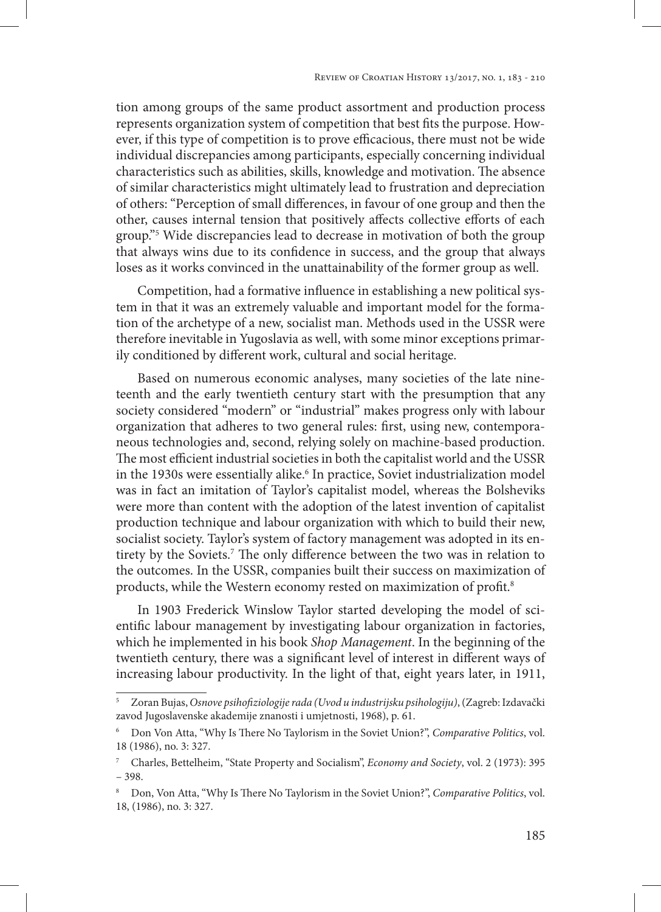tion among groups of the same product assortment and production process represents organization system of competition that best fits the purpose. However, if this type of competition is to prove efficacious, there must not be wide individual discrepancies among participants, especially concerning individual characteristics such as abilities, skills, knowledge and motivation. The absence of similar characteristics might ultimately lead to frustration and depreciation of others: "Perception of small differences, in favour of one group and then the other, causes internal tension that positively affects collective efforts of each group."[5] Wide discrepancies lead to decrease in motivation of both the group that always wins due to its confidence in success, and the group that always loses as it works convinced in the unattainability of the former group as well.

Competition, had a formative influence in establishing a new political system in that it was an extremely valuable and important model for the formation of the archetype of a new, socialist man. Methods used in the USSR were therefore inevitable in Yugoslavia as well, with some minor exceptions primarily conditioned by different work, cultural and social heritage.

Based on numerous economic analyses, many societies of the late nineteenth and the early twentieth century start with the presumption that any society considered "modern" or "industrial" makes progress only with labour organization that adheres to two general rules: first, using new, contemporaneous technologies and, second, relying solely on machine-based production. The most efficient industrial societies in both the capitalist world and the USSR in the 1930s were essentially alike.[6] In practice, Soviet industrialization model was in fact an imitation of Taylor's capitalist model, whereas the Bolsheviks were more than content with the adoption of the latest invention of capitalist production technique and labour organization with which to build their new, socialist society. Taylor's system of factory management was adopted in its entirety by the Soviets.[7] The only difference between the two was in relation to the outcomes. In the USSR, companies built their success on maximization of products, while the Western economy rested on maximization of profit.[8]

In 1903 Frederick Winslow Taylor started developing the model of scientific labour management by investigating labour organization in factories, which he implemented in his book *Shop Management*. In the beginning of the twentieth century, there was a significant level of interest in different ways of increasing labour productivity. In the light of that, eight years later, in 1911,

---

[5] Zoran Bujas, *Osnove psihofiziologije rada (Uvod u industrijsku psihologiju)*, (Zagreb: Izdavački zavod Jugoslavenske akademije znanosti i umjetnosti, 1968), p. 61.

[6] Don Von Atta, "Why Is There No Taylorism in the Soviet Union?", *Comparative Politics*, vol. 18 (1986), no. 3: 327.

[7] Charles, Bettelheim, "State Property and Socialism", *Economy and Society*, vol. 2 (1973): 395 – 398.

[8] Don, Von Atta, "Why Is There No Taylorism in the Soviet Union?", *Comparative Politics*, vol. 18, (1986), no. 3: 327.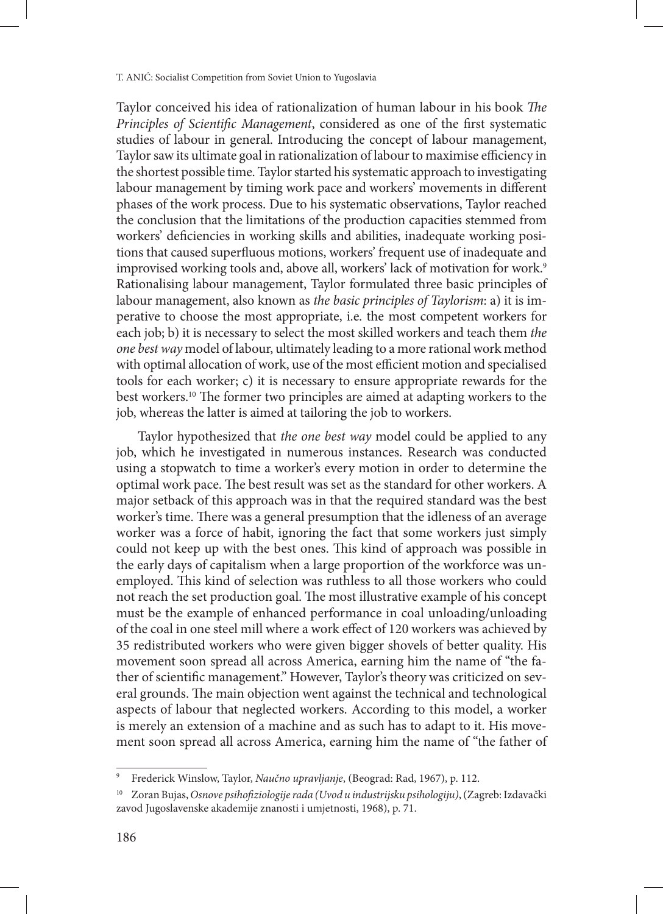Taylor conceived his idea of rationalization of human labour in his book *The Principles of Scientific Management*, considered as one of the first systematic studies of labour in general. Introducing the concept of labour management, Taylor saw its ultimate goal in rationalization of labour to maximise efficiency in the shortest possible time. Taylor started his systematic approach to investigating labour management by timing work pace and workers' movements in different phases of the work process. Due to his systematic observations, Taylor reached the conclusion that the limitations of the production capacities stemmed from workers' deficiencies in working skills and abilities, inadequate working positions that caused superfluous motions, workers' frequent use of inadequate and improvised working tools and, above all, workers' lack of motivation for work.[9] Rationalising labour management, Taylor formulated three basic principles of labour management, also known as *the basic principles of Taylorism*: a) it is imperative to choose the most appropriate, i.e. the most competent workers for each job; b) it is necessary to select the most skilled workers and teach them *the one best way* model of labour, ultimately leading to a more rational work method with optimal allocation of work, use of the most efficient motion and specialised tools for each worker; c) it is necessary to ensure appropriate rewards for the best workers.[10] The former two principles are aimed at adapting workers to the job, whereas the latter is aimed at tailoring the job to workers.

Taylor hypothesized that *the one best way* model could be applied to any job, which he investigated in numerous instances. Research was conducted using a stopwatch to time a worker's every motion in order to determine the optimal work pace. The best result was set as the standard for other workers. A major setback of this approach was in that the required standard was the best worker's time. There was a general presumption that the idleness of an average worker was a force of habit, ignoring the fact that some workers just simply could not keep up with the best ones. This kind of approach was possible in the early days of capitalism when a large proportion of the workforce was unemployed. This kind of selection was ruthless to all those workers who could not reach the set production goal. The most illustrative example of his concept must be the example of enhanced performance in coal unloading/unloading of the coal in one steel mill where a work effect of 120 workers was achieved by 35 redistributed workers who were given bigger shovels of better quality. His movement soon spread all across America, earning him the name of "the father of scientific management." However, Taylor's theory was criticized on several grounds. The main objection went against the technical and technological aspects of labour that neglected workers. According to this model, a worker is merely an extension of a machine and as such has to adapt to it. His movement soon spread all across America, earning him the name of "the father of

---

[9] Frederick Winslow, Taylor, *Naučno upravljanje*, (Beograd: Rad, 1967), p. 112.

[10] Zoran Bujas, *Osnove psihofiziologije rada (Uvod u industrijsku psihologiju)*, (Zagreb: Izdavački zavod Jugoslavenske akademije znanosti i umjetnosti, 1968), p. 71.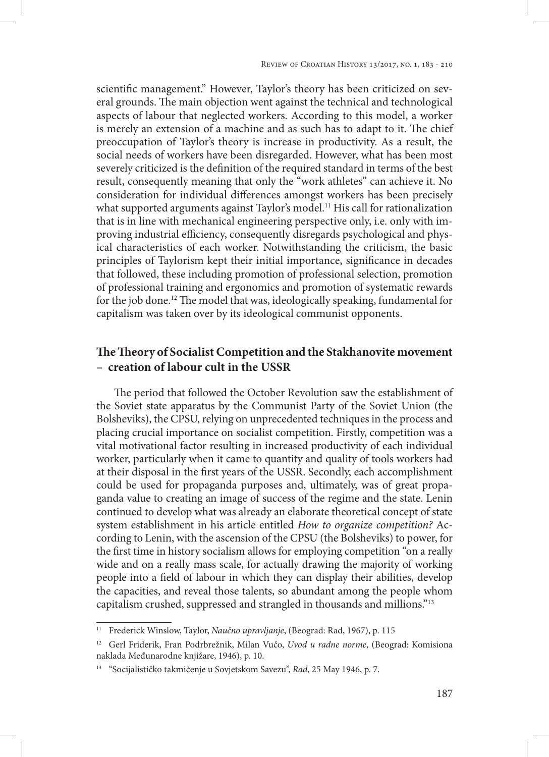scientific management." However, Taylor's theory has been criticized on several grounds. The main objection went against the technical and technological aspects of labour that neglected workers. According to this model, a worker is merely an extension of a machine and as such has to adapt to it. The chief preoccupation of Taylor's theory is increase in productivity. As a result, the social needs of workers have been disregarded. However, what has been most severely criticized is the definition of the required standard in terms of the best result, consequently meaning that only the "work athletes" can achieve it. No consideration for individual differences amongst workers has been precisely what supported arguments against Taylor's model.[11] His call for rationalization that is in line with mechanical engineering perspective only, i.e. only with improving industrial efficiency, consequently disregards psychological and physical characteristics of each worker. Notwithstanding the criticism, the basic principles of Taylorism kept their initial importance, significance in decades that followed, these including promotion of professional selection, promotion of professional training and ergonomics and promotion of systematic rewards for the job done.[12] The model that was, ideologically speaking, fundamental for capitalism was taken over by its ideological communist opponents.

## The Theory of Socialist Competition and the Stakhanovite movement – creation of labour cult in the USSR

The period that followed the October Revolution saw the establishment of the Soviet state apparatus by the Communist Party of the Soviet Union (the Bolsheviks), the CPSU, relying on unprecedented techniques in the process and placing crucial importance on socialist competition. Firstly, competition was a vital motivational factor resulting in increased productivity of each individual worker, particularly when it came to quantity and quality of tools workers had at their disposal in the first years of the USSR. Secondly, each accomplishment could be used for propaganda purposes and, ultimately, was of great propaganda value to creating an image of success of the regime and the state. Lenin continued to develop what was already an elaborate theoretical concept of state system establishment in his article entitled *How to organize competition?* According to Lenin, with the ascension of the CPSU (the Bolsheviks) to power, for the first time in history socialism allows for employing competition "on a really wide and on a really mass scale, for actually drawing the majority of working people into a field of labour in which they can display their abilities, develop the capacities, and reveal those talents, so abundant among the people whom capitalism crushed, suppressed and strangled in thousands and millions."[13]

---

[11] Frederick Winslow, Taylor, *Naučno upravljanje*, (Beograd: Rad, 1967), p. 115

[12] Gerl Friderik, Fran Podrbrežnik, Milan Vučo, *Uvod u radne norme*, (Beograd: Komisiona naklada Međunarodne knjižare, 1946), p. 10.

[13] "Socijalističko takmičenje u Sovjetskom Savezu", *Rad*, 25 May 1946, p. 7.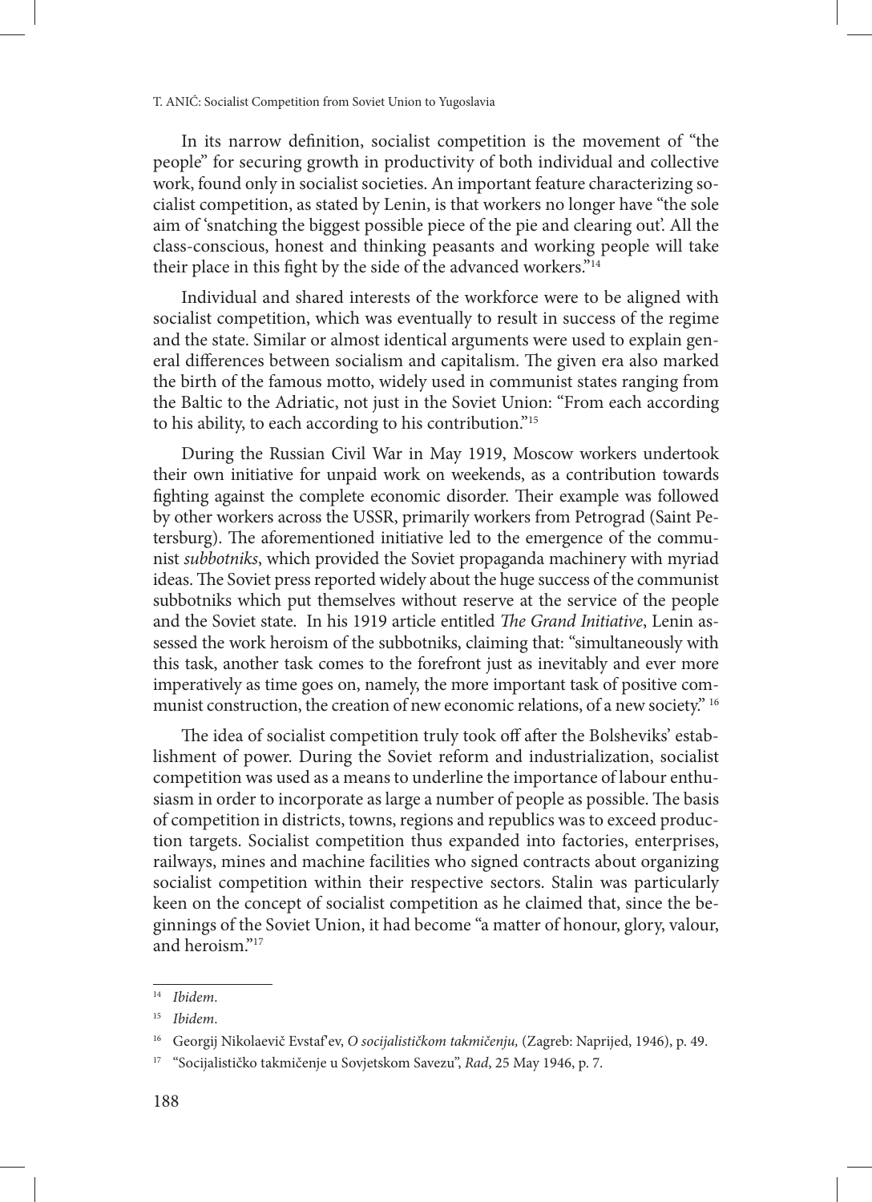In its narrow definition, socialist competition is the movement of "the people" for securing growth in productivity of both individual and collective work, found only in socialist societies. An important feature characterizing socialist competition, as stated by Lenin, is that workers no longer have "the sole aim of 'snatching the biggest possible piece of the pie and clearing out'. All the class-conscious, honest and thinking peasants and working people will take their place in this fight by the side of the advanced workers."[14]

Individual and shared interests of the workforce were to be aligned with socialist competition, which was eventually to result in success of the regime and the state. Similar or almost identical arguments were used to explain general differences between socialism and capitalism. The given era also marked the birth of the famous motto, widely used in communist states ranging from the Baltic to the Adriatic, not just in the Soviet Union: "From each according to his ability, to each according to his contribution."[15]

During the Russian Civil War in May 1919, Moscow workers undertook their own initiative for unpaid work on weekends, as a contribution towards fighting against the complete economic disorder. Their example was followed by other workers across the USSR, primarily workers from Petrograd (Saint Petersburg). The aforementioned initiative led to the emergence of the communist *subbotniks*, which provided the Soviet propaganda machinery with myriad ideas. The Soviet press reported widely about the huge success of the communist subbotniks which put themselves without reserve at the service of the people and the Soviet state. In his 1919 article entitled *The Grand Initiative*, Lenin assessed the work heroism of the subbotniks, claiming that: "simultaneously with this task, another task comes to the forefront just as inevitably and ever more imperatively as time goes on, namely, the more important task of positive communist construction, the creation of new economic relations, of a new society." [16]

The idea of socialist competition truly took off after the Bolsheviks' establishment of power. During the Soviet reform and industrialization, socialist competition was used as a means to underline the importance of labour enthusiasm in order to incorporate as large a number of people as possible. The basis of competition in districts, towns, regions and republics was to exceed production targets. Socialist competition thus expanded into factories, enterprises, railways, mines and machine facilities who signed contracts about organizing socialist competition within their respective sectors. Stalin was particularly keen on the concept of socialist competition as he claimed that, since the beginnings of the Soviet Union, it had become "a matter of honour, glory, valour, and heroism."[17]

---

[14] *Ibidem*.

[15] *Ibidem*.

[16] Georgij Nikolaevič Evstaf'ev, *O socijalističkom takmičenju,* (Zagreb: Naprijed, 1946), p. 49.

[17] "Socijalističko takmičenje u Sovjetskom Savezu", *Rad*, 25 May 1946, p. 7.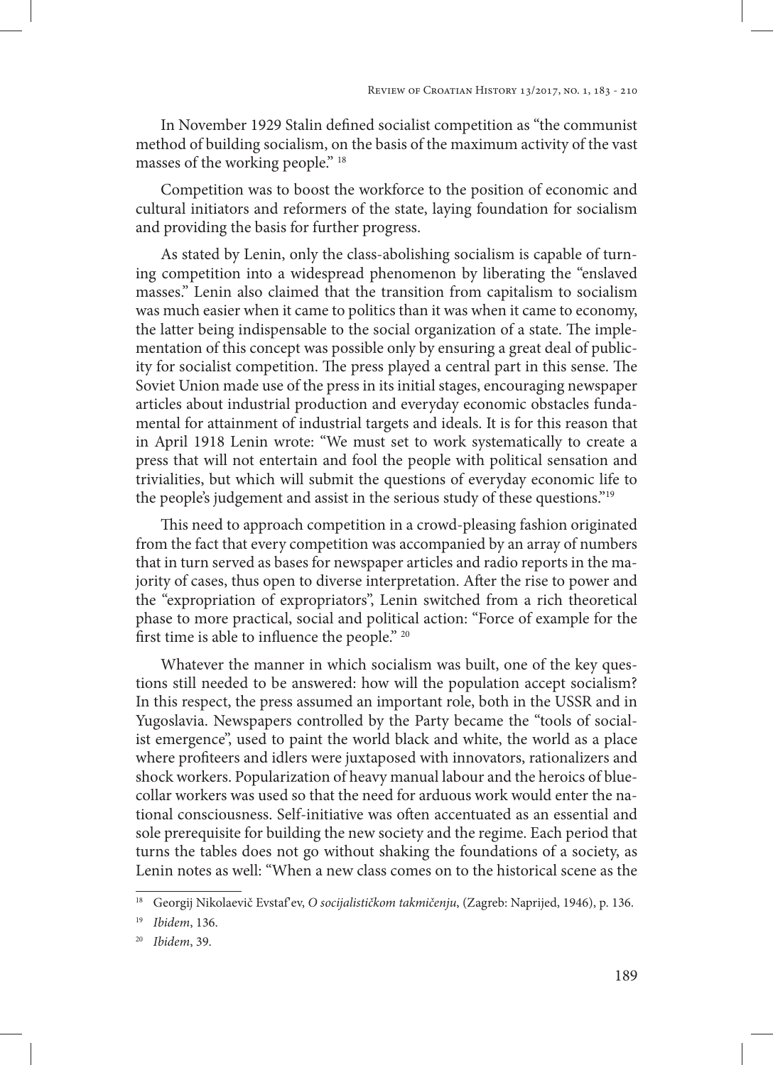In November 1929 Stalin defined socialist competition as "the communist method of building socialism, on the basis of the maximum activity of the vast masses of the working people." [18]

Competition was to boost the workforce to the position of economic and cultural initiators and reformers of the state, laying foundation for socialism and providing the basis for further progress.

As stated by Lenin, only the class-abolishing socialism is capable of turning competition into a widespread phenomenon by liberating the "enslaved masses." Lenin also claimed that the transition from capitalism to socialism was much easier when it came to politics than it was when it came to economy, the latter being indispensable to the social organization of a state. The implementation of this concept was possible only by ensuring a great deal of publicity for socialist competition. The press played a central part in this sense. The Soviet Union made use of the press in its initial stages, encouraging newspaper articles about industrial production and everyday economic obstacles fundamental for attainment of industrial targets and ideals. It is for this reason that in April 1918 Lenin wrote: "We must set to work systematically to create a press that will not entertain and fool the people with political sensation and trivialities, but which will submit the questions of everyday economic life to the people's judgement and assist in the serious study of these questions."[19]

This need to approach competition in a crowd-pleasing fashion originated from the fact that every competition was accompanied by an array of numbers that in turn served as bases for newspaper articles and radio reports in the majority of cases, thus open to diverse interpretation. After the rise to power and the "expropriation of expropriators", Lenin switched from a rich theoretical phase to more practical, social and political action: "Force of example for the first time is able to influence the people." [20]

Whatever the manner in which socialism was built, one of the key questions still needed to be answered: how will the population accept socialism? In this respect, the press assumed an important role, both in the USSR and in Yugoslavia. Newspapers controlled by the Party became the "tools of socialist emergence", used to paint the world black and white, the world as a place where profiteers and idlers were juxtaposed with innovators, rationalizers and shock workers. Popularization of heavy manual labour and the heroics of blue-collar workers was used so that the need for arduous work would enter the national consciousness. Self-initiative was often accentuated as an essential and sole prerequisite for building the new society and the regime. Each period that turns the tables does not go without shaking the foundations of a society, as Lenin notes as well: "When a new class comes on to the historical scene as the

---

[18] Georgij Nikolaevič Evstaf'ev, *O socijalističkom takmičenju*, (Zagreb: Naprijed, 1946), p. 136.

[19] *Ibidem*, 136.

[20] *Ibidem*, 39.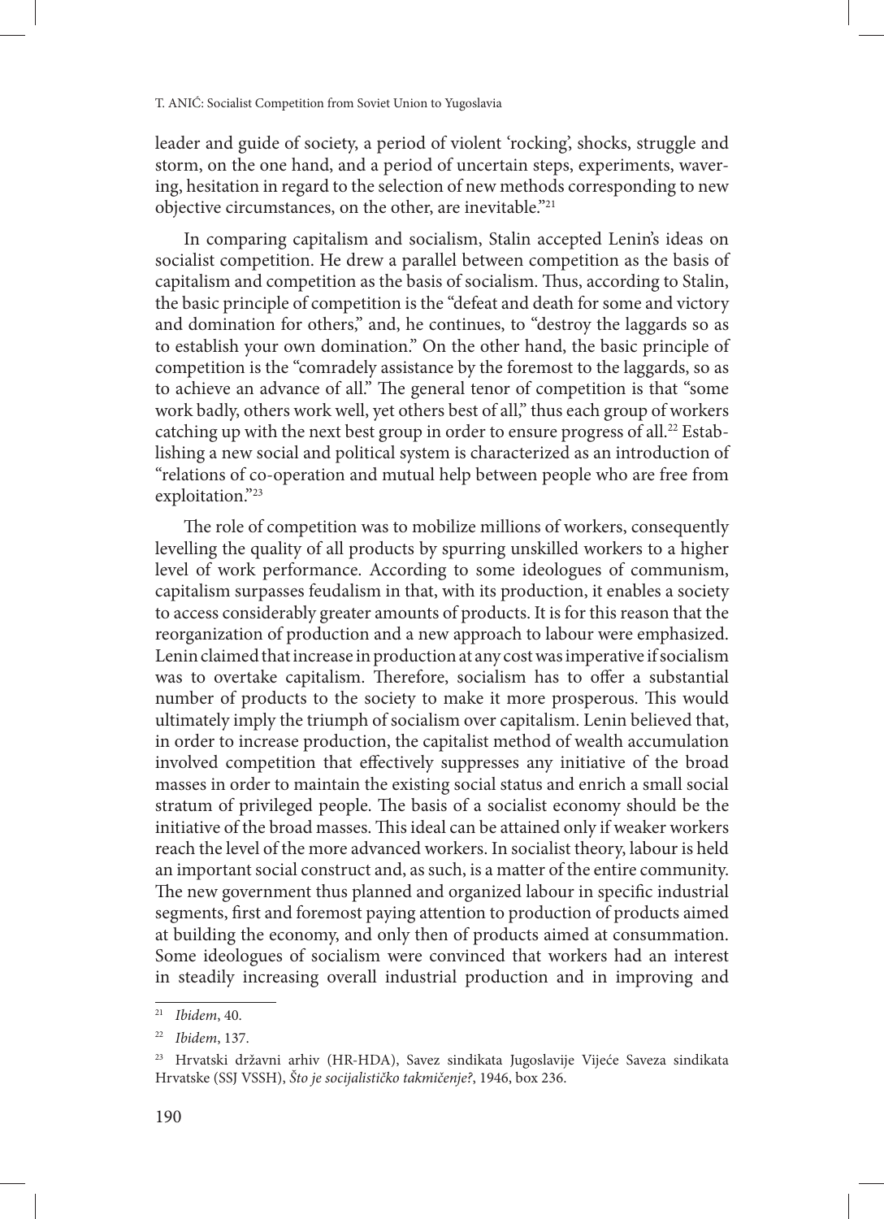leader and guide of society, a period of violent 'rocking', shocks, struggle and storm, on the one hand, and a period of uncertain steps, experiments, wavering, hesitation in regard to the selection of new methods corresponding to new objective circumstances, on the other, are inevitable."[21]

In comparing capitalism and socialism, Stalin accepted Lenin's ideas on socialist competition. He drew a parallel between competition as the basis of capitalism and competition as the basis of socialism. Thus, according to Stalin, the basic principle of competition is the "defeat and death for some and victory and domination for others," and, he continues, to "destroy the laggards so as to establish your own domination." On the other hand, the basic principle of competition is the "comradely assistance by the foremost to the laggards, so as to achieve an advance of all." The general tenor of competition is that "some work badly, others work well, yet others best of all," thus each group of workers catching up with the next best group in order to ensure progress of all.[22] Establishing a new social and political system is characterized as an introduction of "relations of co-operation and mutual help between people who are free from exploitation."[23]

The role of competition was to mobilize millions of workers, consequently levelling the quality of all products by spurring unskilled workers to a higher level of work performance. According to some ideologues of communism, capitalism surpasses feudalism in that, with its production, it enables a society to access considerably greater amounts of products. It is for this reason that the reorganization of production and a new approach to labour were emphasized. Lenin claimed that increase in production at any cost was imperative if socialism was to overtake capitalism. Therefore, socialism has to offer a substantial number of products to the society to make it more prosperous. This would ultimately imply the triumph of socialism over capitalism. Lenin believed that, in order to increase production, the capitalist method of wealth accumulation involved competition that effectively suppresses any initiative of the broad masses in order to maintain the existing social status and enrich a small social stratum of privileged people. The basis of a socialist economy should be the initiative of the broad masses. This ideal can be attained only if weaker workers reach the level of the more advanced workers. In socialist theory, labour is held an important social construct and, as such, is a matter of the entire community. The new government thus planned and organized labour in specific industrial segments, first and foremost paying attention to production of products aimed at building the economy, and only then of products aimed at consummation. Some ideologues of socialism were convinced that workers had an interest in steadily increasing overall industrial production and in improving and

---

[21] *Ibidem*, 40.

[22] *Ibidem*, 137.

[23] Hrvatski državni arhiv (HR-HDA), Savez sindikata Jugoslavije Vijeće Saveza sindikata Hrvatske (SSJ VSSH), *Što je socijalističko takmičenje?*, 1946, box 236.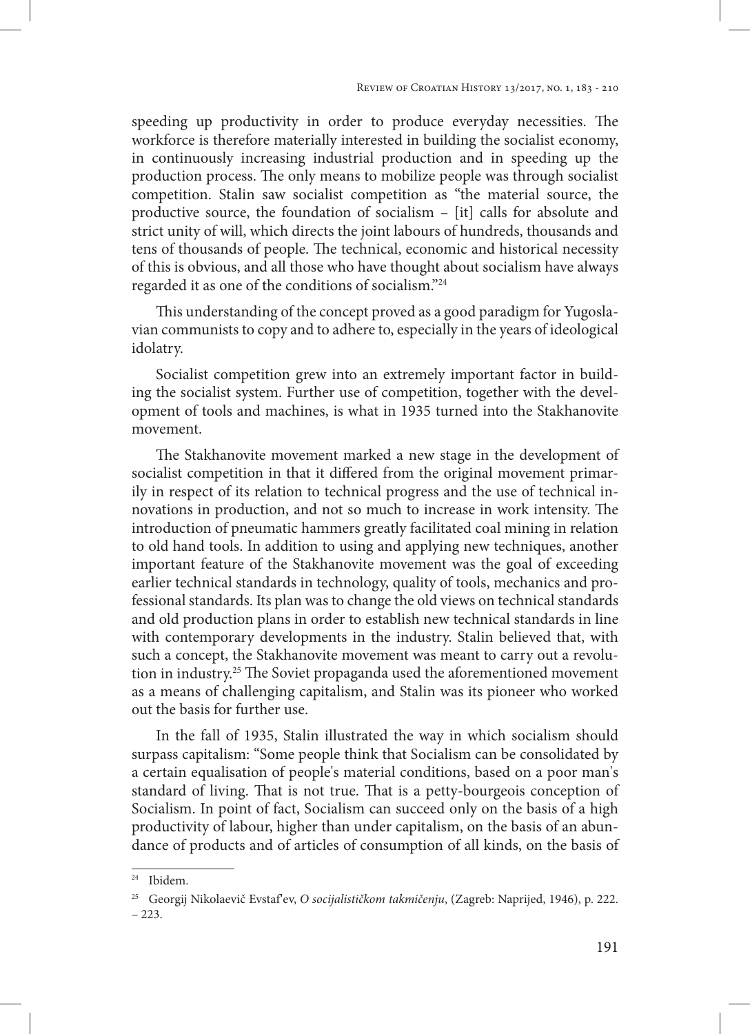speeding up productivity in order to produce everyday necessities. The workforce is therefore materially interested in building the socialist economy, in continuously increasing industrial production and in speeding up the production process. The only means to mobilize people was through socialist competition. Stalin saw socialist competition as "the material source, the productive source, the foundation of socialism – [it] calls for absolute and strict unity of will, which directs the joint labours of hundreds, thousands and tens of thousands of people. The technical, economic and historical necessity of this is obvious, and all those who have thought about socialism have always regarded it as one of the conditions of socialism."[24]

This understanding of the concept proved as a good paradigm for Yugoslavian communists to copy and to adhere to, especially in the years of ideological idolatry.

Socialist competition grew into an extremely important factor in building the socialist system. Further use of competition, together with the development of tools and machines, is what in 1935 turned into the Stakhanovite movement.

The Stakhanovite movement marked a new stage in the development of socialist competition in that it differed from the original movement primarily in respect of its relation to technical progress and the use of technical innovations in production, and not so much to increase in work intensity. The introduction of pneumatic hammers greatly facilitated coal mining in relation to old hand tools. In addition to using and applying new techniques, another important feature of the Stakhanovite movement was the goal of exceeding earlier technical standards in technology, quality of tools, mechanics and professional standards. Its plan was to change the old views on technical standards and old production plans in order to establish new technical standards in line with contemporary developments in the industry. Stalin believed that, with such a concept, the Stakhanovite movement was meant to carry out a revolution in industry.[25] The Soviet propaganda used the aforementioned movement as a means of challenging capitalism, and Stalin was its pioneer who worked out the basis for further use.

In the fall of 1935, Stalin illustrated the way in which socialism should surpass capitalism: "Some people think that Socialism can be consolidated by a certain equalisation of people's material conditions, based on a poor man's standard of living. That is not true. That is a petty-bourgeois conception of Socialism. In point of fact, Socialism can succeed only on the basis of a high productivity of labour, higher than under capitalism, on the basis of an abundance of products and of articles of consumption of all kinds, on the basis of

---

[24] Ibidem.

[25] Georgij Nikolaevič Evstaf'ev, *O socijalističkom takmičenju*, (Zagreb: Naprijed, 1946), p. 222. – 223.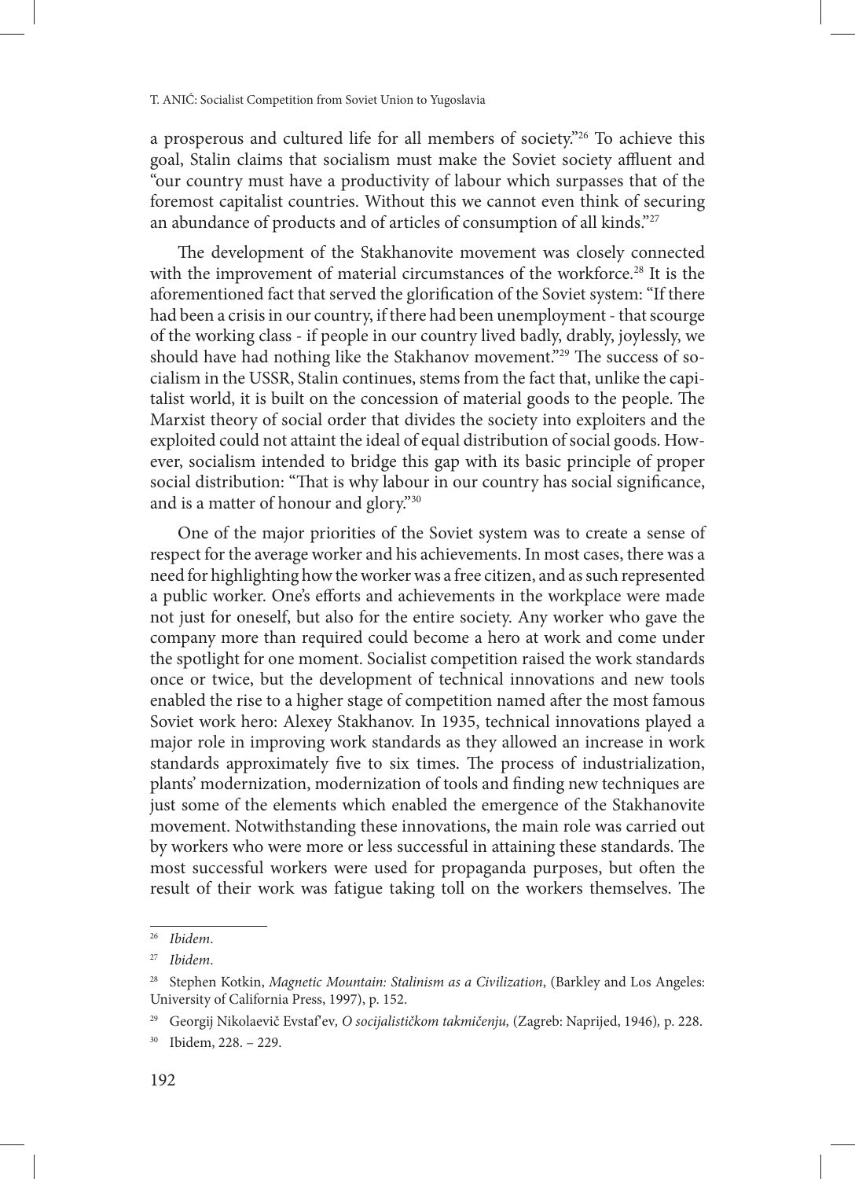a prosperous and cultured life for all members of society."[26] To achieve this goal, Stalin claims that socialism must make the Soviet society affluent and "our country must have a productivity of labour which surpasses that of the foremost capitalist countries. Without this we cannot even think of securing an abundance of products and of articles of consumption of all kinds."[27]

The development of the Stakhanovite movement was closely connected with the improvement of material circumstances of the workforce.[28] It is the aforementioned fact that served the glorification of the Soviet system: "If there had been a crisis in our country, if there had been unemployment - that scourge of the working class - if people in our country lived badly, drably, joylessly, we should have had nothing like the Stakhanov movement."[29] The success of socialism in the USSR, Stalin continues, stems from the fact that, unlike the capitalist world, it is built on the concession of material goods to the people. The Marxist theory of social order that divides the society into exploiters and the exploited could not attaint the ideal of equal distribution of social goods. However, socialism intended to bridge this gap with its basic principle of proper social distribution: "That is why labour in our country has social significance, and is a matter of honour and glory."[30]

One of the major priorities of the Soviet system was to create a sense of respect for the average worker and his achievements. In most cases, there was a need for highlighting how the worker was a free citizen, and as such represented a public worker. One's efforts and achievements in the workplace were made not just for oneself, but also for the entire society. Any worker who gave the company more than required could become a hero at work and come under the spotlight for one moment. Socialist competition raised the work standards once or twice, but the development of technical innovations and new tools enabled the rise to a higher stage of competition named after the most famous Soviet work hero: Alexey Stakhanov. In 1935, technical innovations played a major role in improving work standards as they allowed an increase in work standards approximately five to six times. The process of industrialization, plants' modernization, modernization of tools and finding new techniques are just some of the elements which enabled the emergence of the Stakhanovite movement. Notwithstanding these innovations, the main role was carried out by workers who were more or less successful in attaining these standards. The most successful workers were used for propaganda purposes, but often the result of their work was fatigue taking toll on the workers themselves. The

---

[26] *Ibidem*.

[27] *Ibidem*.

[28] Stephen Kotkin, *Magnetic Mountain: Stalinism as a Civilization*, (Barkley and Los Angeles: University of California Press, 1997), p. 152.

[29] Georgij Nikolaevič Evstaf'ev*, O socijalističkom takmičenju,* (Zagreb: Naprijed, 1946)*,* p. 228.

[30] Ibidem, 228. – 229.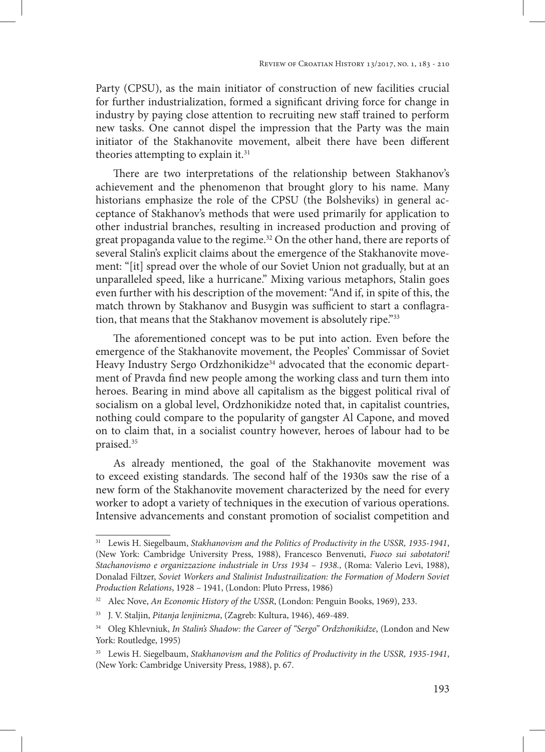Party (CPSU), as the main initiator of construction of new facilities crucial for further industrialization, formed a significant driving force for change in industry by paying close attention to recruiting new staff trained to perform new tasks. One cannot dispel the impression that the Party was the main initiator of the Stakhanovite movement, albeit there have been different theories attempting to explain it.[31]

There are two interpretations of the relationship between Stakhanov's achievement and the phenomenon that brought glory to his name. Many historians emphasize the role of the CPSU (the Bolsheviks) in general acceptance of Stakhanov's methods that were used primarily for application to other industrial branches, resulting in increased production and proving of great propaganda value to the regime.[32] On the other hand, there are reports of several Stalin's explicit claims about the emergence of the Stakhanovite movement: "[it] spread over the whole of our Soviet Union not gradually, but at an unparalleled speed, like a hurricane." Mixing various metaphors, Stalin goes even further with his description of the movement: "And if, in spite of this, the match thrown by Stakhanov and Busygin was sufficient to start a conflagration, that means that the Stakhanov movement is absolutely ripe."[33]

The aforementioned concept was to be put into action. Even before the emergence of the Stakhanovite movement, the Peoples' Commissar of Soviet Heavy Industry Sergo Ordzhonikidze[34] advocated that the economic department of Pravda find new people among the working class and turn them into heroes. Bearing in mind above all capitalism as the biggest political rival of socialism on a global level, Ordzhonikidze noted that, in capitalist countries, nothing could compare to the popularity of gangster Al Capone, and moved on to claim that, in a socialist country however, heroes of labour had to be praised.[35]

As already mentioned, the goal of the Stakhanovite movement was to exceed existing standards. The second half of the 1930s saw the rise of a new form of the Stakhanovite movement characterized by the need for every worker to adopt a variety of techniques in the execution of various operations. Intensive advancements and constant promotion of socialist competition and

---

[31] Lewis H. Siegelbaum, *Stakhanovism and the Politics of Productivity in the USSR, 1935-1941*, (New York: Cambridge University Press, 1988), Francesco Benvenuti, *Fuoco sui sabotatori! Stachanovismo e organizzazione industriale in Urss 1934 – 1938.*, (Roma: Valerio Levi, 1988), Donalad Filtzer, *Soviet Workers and Stalinist Industrailization: the Formation of Modern Soviet Production Relations*, 1928 – 1941, (London: Pluto Prress, 1986)

[32] Alec Nove, *An Economic History of the USSR*, (London: Penguin Books, 1969), 233.

[33] J. V. Staljin, *Pitanja lenjinizma*, (Zagreb: Kultura, 1946), 469-489.

[34] Oleg Khlevniuk, *In Stalin's Shadow: the Career of "Sergo" Ordzhonikidze*, (London and New York: Routledge, 1995)

[35] Lewis H. Siegelbaum, *Stakhanovism and the Politics of Productivity in the USSR, 1935-1941*, (New York: Cambridge University Press, 1988), p. 67.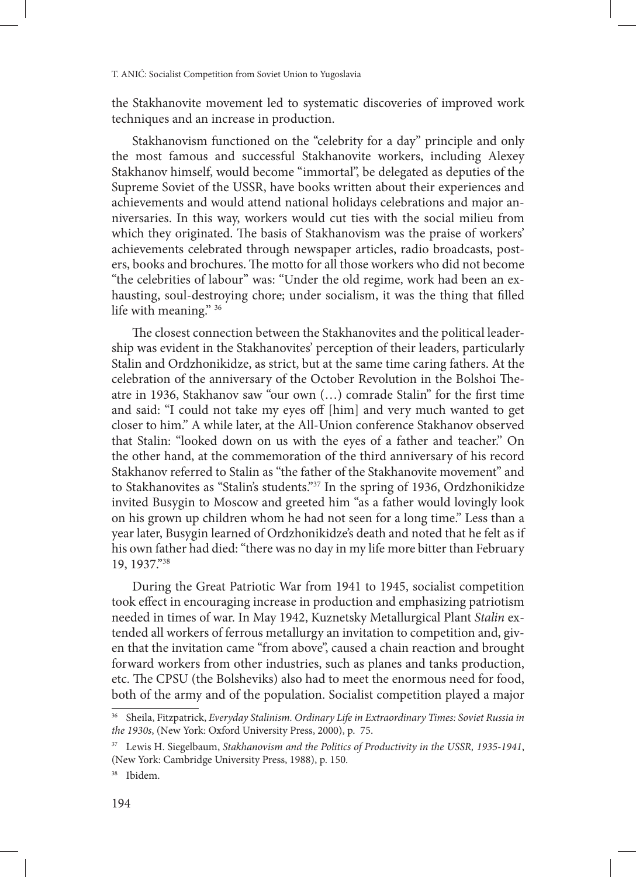the Stakhanovite movement led to systematic discoveries of improved work techniques and an increase in production.

Stakhanovism functioned on the "celebrity for a day" principle and only the most famous and successful Stakhanovite workers, including Alexey Stakhanov himself, would become "immortal", be delegated as deputies of the Supreme Soviet of the USSR, have books written about their experiences and achievements and would attend national holidays celebrations and major anniversaries. In this way, workers would cut ties with the social milieu from which they originated. The basis of Stakhanovism was the praise of workers' achievements celebrated through newspaper articles, radio broadcasts, posters, books and brochures. The motto for all those workers who did not become "the celebrities of labour" was: "Under the old regime, work had been an exhausting, soul-destroying chore; under socialism, it was the thing that filled life with meaning." [36]

The closest connection between the Stakhanovites and the political leadership was evident in the Stakhanovites' perception of their leaders, particularly Stalin and Ordzhonikidze, as strict, but at the same time caring fathers. At the celebration of the anniversary of the October Revolution in the Bolshoi Theatre in 1936, Stakhanov saw "our own (…) comrade Stalin" for the first time and said: "I could not take my eyes off [him] and very much wanted to get closer to him." A while later, at the All-Union conference Stakhanov observed that Stalin: "looked down on us with the eyes of a father and teacher." On the other hand, at the commemoration of the third anniversary of his record Stakhanov referred to Stalin as "the father of the Stakhanovite movement" and to Stakhanovites as "Stalin's students."[37] In the spring of 1936, Ordzhonikidze invited Busygin to Moscow and greeted him "as a father would lovingly look on his grown up children whom he had not seen for a long time." Less than a year later, Busygin learned of Ordzhonikidze's death and noted that he felt as if his own father had died: "there was no day in my life more bitter than February 19, 1937."[38]

During the Great Patriotic War from 1941 to 1945, socialist competition took effect in encouraging increase in production and emphasizing patriotism needed in times of war. In May 1942, Kuznetsky Metallurgical Plant *Stalin* extended all workers of ferrous metallurgy an invitation to competition and, given that the invitation came "from above", caused a chain reaction and brought forward workers from other industries, such as planes and tanks production, etc. The CPSU (the Bolsheviks) also had to meet the enormous need for food, both of the army and of the population. Socialist competition played a major

---

[36] Sheila, Fitzpatrick, *Everyday Stalinism. Ordinary Life in Extraordinary Times: Soviet Russia in the 1930s*, (New York: Oxford University Press, 2000), p. 75.

[37] Lewis H. Siegelbaum, *Stakhanovism and the Politics of Productivity in the USSR, 1935-1941*, (New York: Cambridge University Press, 1988), p. 150.

[38] Ibidem.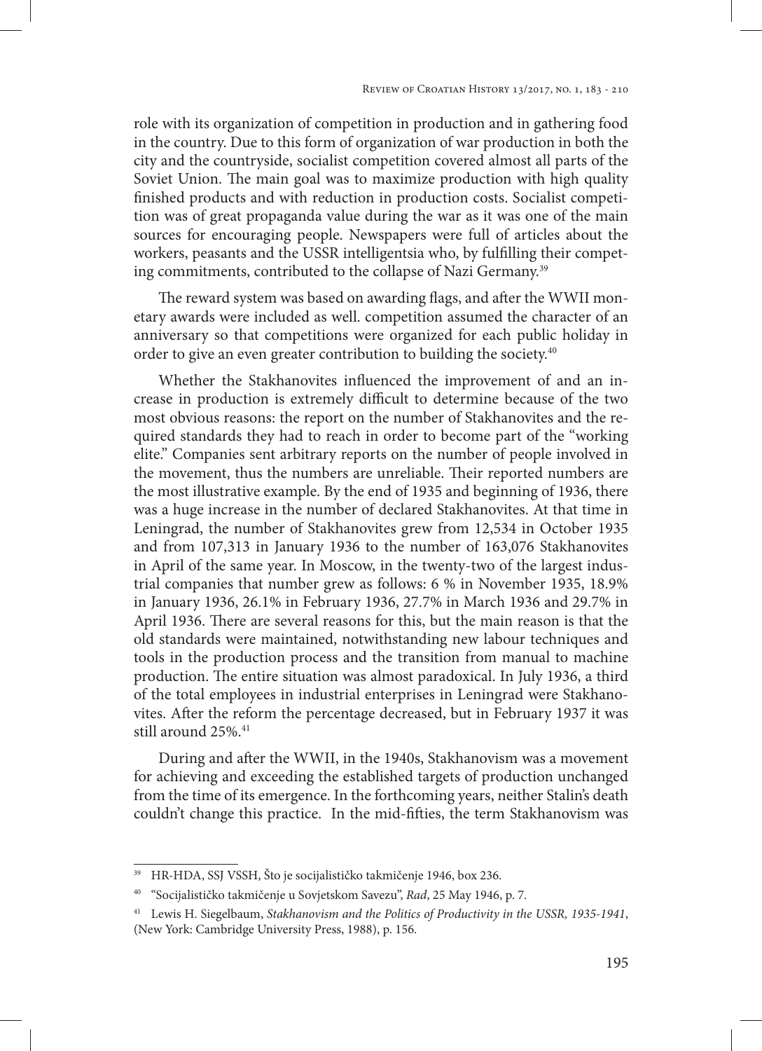role with its organization of competition in production and in gathering food in the country. Due to this form of organization of war production in both the city and the countryside, socialist competition covered almost all parts of the Soviet Union. The main goal was to maximize production with high quality finished products and with reduction in production costs. Socialist competition was of great propaganda value during the war as it was one of the main sources for encouraging people. Newspapers were full of articles about the workers, peasants and the USSR intelligentsia who, by fulfilling their competing commitments, contributed to the collapse of Nazi Germany.[39]

The reward system was based on awarding flags, and after the WWII monetary awards were included as well. competition assumed the character of an anniversary so that competitions were organized for each public holiday in order to give an even greater contribution to building the society.[40]

Whether the Stakhanovites influenced the improvement of and an increase in production is extremely difficult to determine because of the two most obvious reasons: the report on the number of Stakhanovites and the required standards they had to reach in order to become part of the "working elite." Companies sent arbitrary reports on the number of people involved in the movement, thus the numbers are unreliable. Their reported numbers are the most illustrative example. By the end of 1935 and beginning of 1936, there was a huge increase in the number of declared Stakhanovites. At that time in Leningrad, the number of Stakhanovites grew from 12,534 in October 1935 and from 107,313 in January 1936 to the number of 163,076 Stakhanovites in April of the same year. In Moscow, in the twenty-two of the largest industrial companies that number grew as follows: 6 % in November 1935, 18.9% in January 1936, 26.1% in February 1936, 27.7% in March 1936 and 29.7% in April 1936. There are several reasons for this, but the main reason is that the old standards were maintained, notwithstanding new labour techniques and tools in the production process and the transition from manual to machine production. The entire situation was almost paradoxical. In July 1936, a third of the total employees in industrial enterprises in Leningrad were Stakhanovites. After the reform the percentage decreased, but in February 1937 it was still around 25%.[41]

During and after the WWII, in the 1940s, Stakhanovism was a movement for achieving and exceeding the established targets of production unchanged from the time of its emergence. In the forthcoming years, neither Stalin's death couldn't change this practice. In the mid-fifties, the term Stakhanovism was

---

[39] HR-HDA, SSJ VSSH, Što je socijalističko takmičenje 1946, box 236.

[40] "Socijalističko takmičenje u Sovjetskom Savezu", *Rad*, 25 May 1946, p. 7.

[41] Lewis H. Siegelbaum, *Stakhanovism and the Politics of Productivity in the USSR, 1935-1941*, (New York: Cambridge University Press, 1988), p. 156.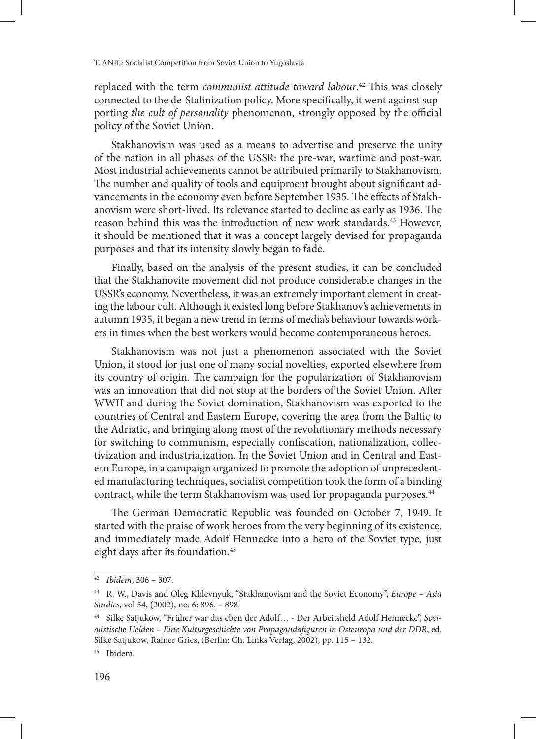replaced with the term *communist attitude toward labour*.[42] This was closely connected to the de-Stalinization policy. More specifically, it went against supporting *the cult of personality* phenomenon, strongly opposed by the official policy of the Soviet Union.

Stakhanovism was used as a means to advertise and preserve the unity of the nation in all phases of the USSR: the pre-war, wartime and post-war. Most industrial achievements cannot be attributed primarily to Stakhanovism. The number and quality of tools and equipment brought about significant advancements in the economy even before September 1935. The effects of Stakhanovism were short-lived. Its relevance started to decline as early as 1936. The reason behind this was the introduction of new work standards.[43] However, it should be mentioned that it was a concept largely devised for propaganda purposes and that its intensity slowly began to fade.

Finally, based on the analysis of the present studies, it can be concluded that the Stakhanovite movement did not produce considerable changes in the USSR's economy. Nevertheless, it was an extremely important element in creating the labour cult. Although it existed long before Stakhanov's achievements in autumn 1935, it began a new trend in terms of media's behaviour towards workers in times when the best workers would become contemporaneous heroes.

Stakhanovism was not just a phenomenon associated with the Soviet Union, it stood for just one of many social novelties, exported elsewhere from its country of origin. The campaign for the popularization of Stakhanovism was an innovation that did not stop at the borders of the Soviet Union. After WWII and during the Soviet domination, Stakhanovism was exported to the countries of Central and Eastern Europe, covering the area from the Baltic to the Adriatic, and bringing along most of the revolutionary methods necessary for switching to communism, especially confiscation, nationalization, collectivization and industrialization. In the Soviet Union and in Central and Eastern Europe, in a campaign organized to promote the adoption of unprecedented manufacturing techniques, socialist competition took the form of a binding contract, while the term Stakhanovism was used for propaganda purposes.[44]

The German Democratic Republic was founded on October 7, 1949. It started with the praise of work heroes from the very beginning of its existence, and immediately made Adolf Hennecke into a hero of the Soviet type, just eight days after its foundation.[45]

---

[42] *Ibidem*, 306 – 307.

[43] R. W., Davis and Oleg Khlevnyuk, "Stakhanovism and the Soviet Economy", *Europe – Asia Studies*, vol 54, (2002), no. 6: 896. – 898.

[44] Silke Satjukow, "Früher war das eben der Adolf… - Der Arbeitsheld Adolf Hennecke", *Sozialistische Helden – Eine Kulturgeschichte von Propagandafiguren in Osteuropa und der DDR*, ed. Silke Satjukow, Rainer Gries, (Berlin: Ch. Links Verlag, 2002), pp. 115 – 132.

[45] Ibidem.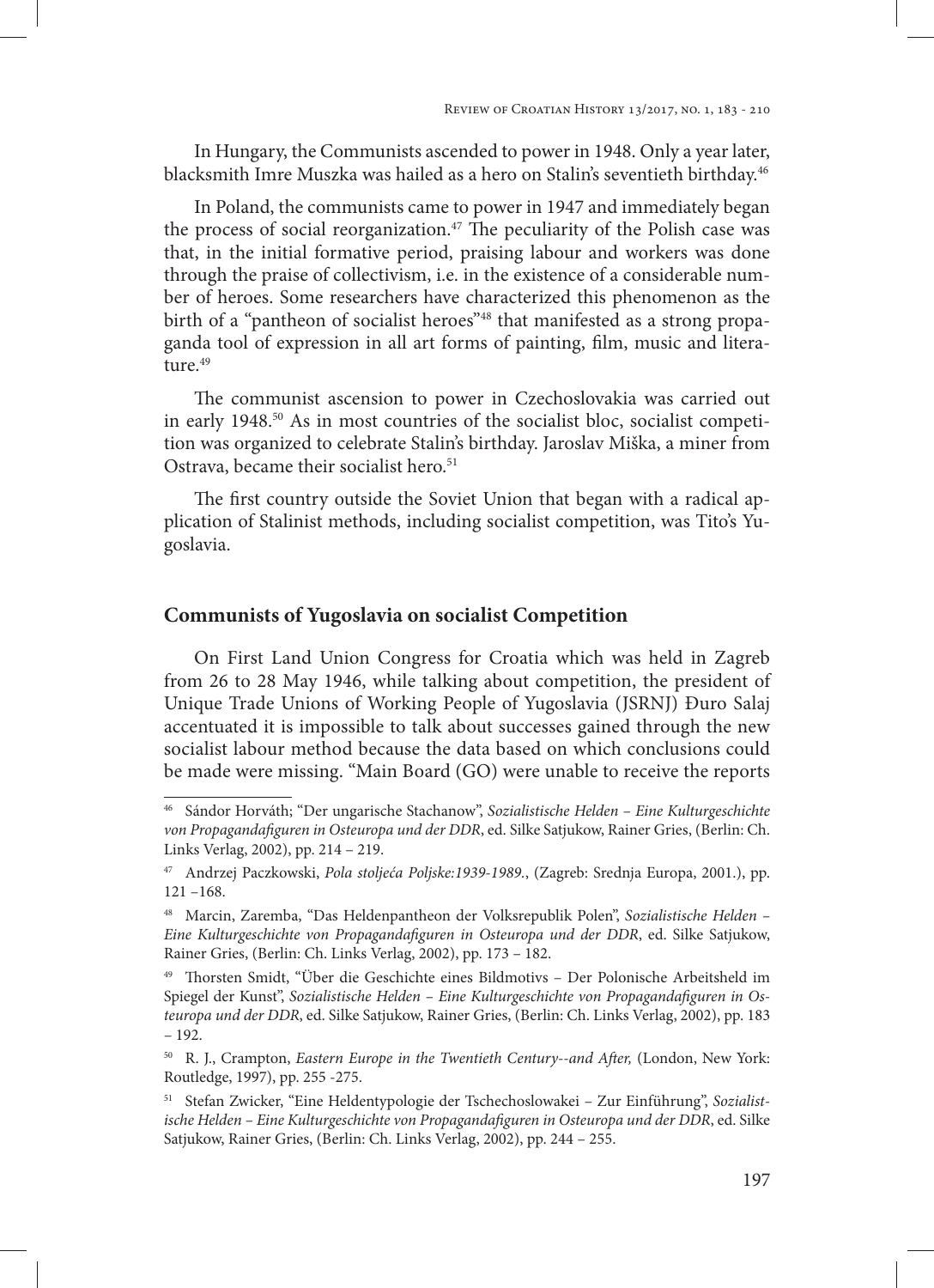In Hungary, the Communists ascended to power in 1948. Only a year later, blacksmith Imre Muszka was hailed as a hero on Stalin's seventieth birthday.[46]

In Poland, the communists came to power in 1947 and immediately began the process of social reorganization.[47] The peculiarity of the Polish case was that, in the initial formative period, praising labour and workers was done through the praise of collectivism, i.e. in the existence of a considerable number of heroes. Some researchers have characterized this phenomenon as the birth of a "pantheon of socialist heroes"[48] that manifested as a strong propaganda tool of expression in all art forms of painting, film, music and literature.[49]

The communist ascension to power in Czechoslovakia was carried out in early 1948.[50] As in most countries of the socialist bloc, socialist competition was organized to celebrate Stalin's birthday. Jaroslav Miška, a miner from Ostrava, became their socialist hero.[51]

The first country outside the Soviet Union that began with a radical application of Stalinist methods, including socialist competition, was Tito's Yugoslavia.

## Communists of Yugoslavia on socialist Competition

On First Land Union Congress for Croatia which was held in Zagreb from 26 to 28 May 1946, while talking about competition, the president of Unique Trade Unions of Working People of Yugoslavia (JSRNJ) Đuro Salaj accentuated it is impossible to talk about successes gained through the new socialist labour method because the data based on which conclusions could be made were missing. "Main Board (GO) were unable to receive the reports

---

[46] Sándor Horváth; "Der ungarische Stachanow", *Sozialistische Helden – Eine Kulturgeschichte von Propagandafiguren in Osteuropa und der DDR*, ed. Silke Satjukow, Rainer Gries, (Berlin: Ch. Links Verlag, 2002), pp. 214 – 219.

[47] Andrzej Paczkowski, *Pola stoljeća Poljske:1939-1989.*, (Zagreb: Srednja Europa, 2001.), pp. 121 –168.

[48] Marcin, Zaremba, "Das Heldenpantheon der Volksrepublik Polen", *Sozialistische Helden – Eine Kulturgeschichte von Propagandafiguren in Osteuropa und der DDR*, ed. Silke Satjukow, Rainer Gries, (Berlin: Ch. Links Verlag, 2002), pp. 173 – 182.

[49] Thorsten Smidt, "Über die Geschichte eines Bildmotivs – Der Polonische Arbeitsheld im Spiegel der Kunst", *Sozialistische Helden – Eine Kulturgeschichte von Propagandafiguren in Osteuropa und der DDR*, ed. Silke Satjukow, Rainer Gries, (Berlin: Ch. Links Verlag, 2002), pp. 183 – 192.

[50] R. J., Crampton, *Eastern Europe in the Twentieth Century--and After,* (London, New York: Routledge, 1997), pp. 255 -275.

[51] Stefan Zwicker, "Eine Heldentypologie der Tschechoslowakei – Zur Einführung", *Sozialistische Helden – Eine Kulturgeschichte von Propagandafiguren in Osteuropa und der DDR*, ed. Silke Satjukow, Rainer Gries, (Berlin: Ch. Links Verlag, 2002), pp. 244 – 255.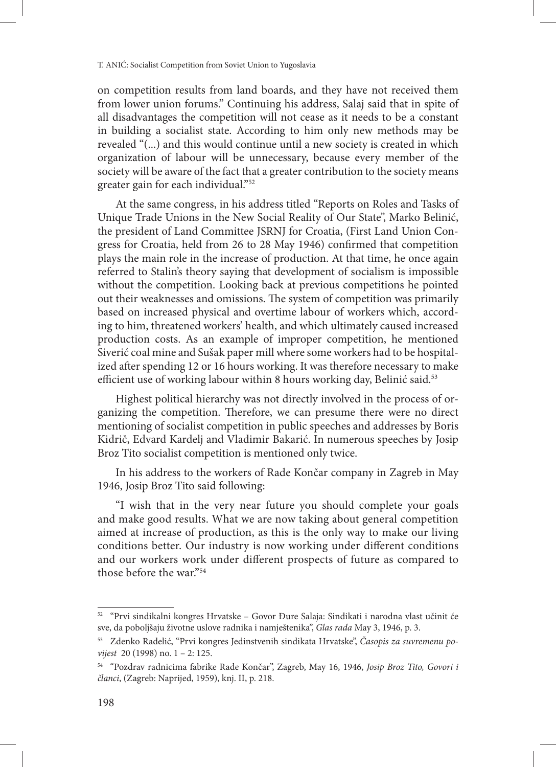on competition results from land boards, and they have not received them from lower union forums." Continuing his address, Salaj said that in spite of all disadvantages the competition will not cease as it needs to be a constant in building a socialist state. According to him only new methods may be revealed "(...) and this would continue until a new society is created in which organization of labour will be unnecessary, because every member of the society will be aware of the fact that a greater contribution to the society means greater gain for each individual."[52]

At the same congress, in his address titled "Reports on Roles and Tasks of Unique Trade Unions in the New Social Reality of Our State", Marko Belinić, the president of Land Committee JSRNJ for Croatia, (First Land Union Congress for Croatia, held from 26 to 28 May 1946) confirmed that competition plays the main role in the increase of production. At that time, he once again referred to Stalin's theory saying that development of socialism is impossible without the competition. Looking back at previous competitions he pointed out their weaknesses and omissions. The system of competition was primarily based on increased physical and overtime labour of workers which, according to him, threatened workers' health, and which ultimately caused increased production costs. As an example of improper competition, he mentioned Siverić coal mine and Sušak paper mill where some workers had to be hospitalized after spending 12 or 16 hours working. It was therefore necessary to make efficient use of working labour within 8 hours working day, Belinić said.[53]

Highest political hierarchy was not directly involved in the process of organizing the competition. Therefore, we can presume there were no direct mentioning of socialist competition in public speeches and addresses by Boris Kidrič, Edvard Kardelj and Vladimir Bakarić. In numerous speeches by Josip Broz Tito socialist competition is mentioned only twice.

In his address to the workers of Rade Končar company in Zagreb in May 1946, Josip Broz Tito said following:

"I wish that in the very near future you should complete your goals and make good results. What we are now taking about general competition aimed at increase of production, as this is the only way to make our living conditions better. Our industry is now working under different conditions and our workers work under different prospects of future as compared to those before the war."[54]

---

[52] "Prvi sindikalni kongres Hrvatske – Govor Đure Salaja: Sindikati i narodna vlast učinit će sve, da poboljšaju životne uslove radnika i namještenika", *Glas rada* May 3, 1946, p. 3.

[53] Zdenko Radelić, "Prvi kongres Jedinstvenih sindikata Hrvatske", *Časopis za suvremenu povijest* 20 (1998) no. 1 – 2: 125.

[54] "Pozdrav radnicima fabrike Rade Končar", Zagreb, May 16, 1946, *Josip Broz Tito, Govori i članci*, (Zagreb: Naprijed, 1959), knj. II, p. 218.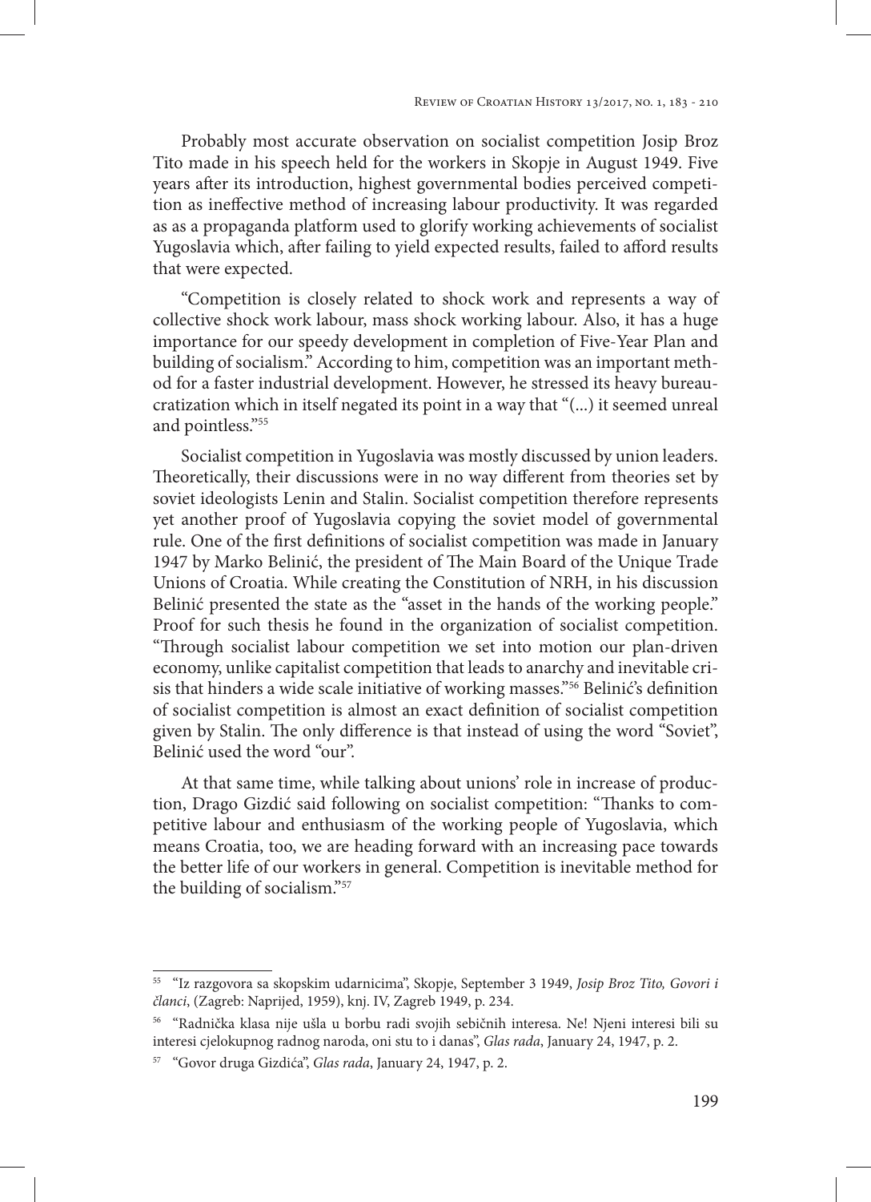Probably most accurate observation on socialist competition Josip Broz Tito made in his speech held for the workers in Skopje in August 1949. Five years after its introduction, highest governmental bodies perceived competition as ineffective method of increasing labour productivity. It was regarded as as a propaganda platform used to glorify working achievements of socialist Yugoslavia which, after failing to yield expected results, failed to afford results that were expected.

"Competition is closely related to shock work and represents a way of collective shock work labour, mass shock working labour. Also, it has a huge importance for our speedy development in completion of Five-Year Plan and building of socialism." According to him, competition was an important method for a faster industrial development. However, he stressed its heavy bureaucratization which in itself negated its point in a way that "(...) it seemed unreal and pointless."[55]

Socialist competition in Yugoslavia was mostly discussed by union leaders. Theoretically, their discussions were in no way different from theories set by soviet ideologists Lenin and Stalin. Socialist competition therefore represents yet another proof of Yugoslavia copying the soviet model of governmental rule. One of the first definitions of socialist competition was made in January 1947 by Marko Belinić, the president of The Main Board of the Unique Trade Unions of Croatia. While creating the Constitution of NRH, in his discussion Belinić presented the state as the "asset in the hands of the working people." Proof for such thesis he found in the organization of socialist competition. "Through socialist labour competition we set into motion our plan-driven economy, unlike capitalist competition that leads to anarchy and inevitable crisis that hinders a wide scale initiative of working masses."[56] Belinić's definition of socialist competition is almost an exact definition of socialist competition given by Stalin. The only difference is that instead of using the word "Soviet", Belinić used the word "our".

At that same time, while talking about unions' role in increase of production, Drago Gizdić said following on socialist competition: "Thanks to competitive labour and enthusiasm of the working people of Yugoslavia, which means Croatia, too, we are heading forward with an increasing pace towards the better life of our workers in general. Competition is inevitable method for the building of socialism."[57]

---

[55] "Iz razgovora sa skopskim udarnicima", Skopje, September 3 1949, *Josip Broz Tito, Govori i članci*, (Zagreb: Naprijed, 1959), knj. IV, Zagreb 1949, p. 234.

[56] "Radnička klasa nije ušla u borbu radi svojih sebičnih interesa. Ne! Njeni interesi bili su interesi cjelokupnog radnog naroda, oni stu to i danas", *Glas rada*, January 24, 1947, p. 2.

[57] "Govor druga Gizdića", *Glas rada*, January 24, 1947, p. 2.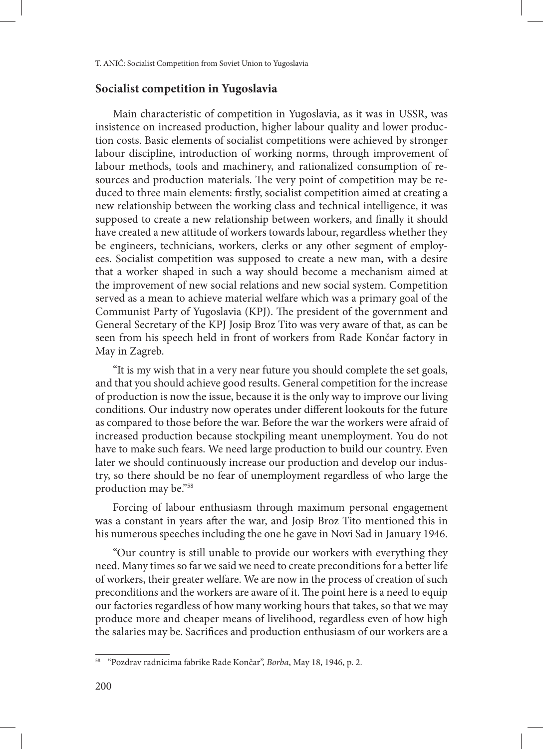## Socialist competition in Yugoslavia

Main characteristic of competition in Yugoslavia, as it was in USSR, was insistence on increased production, higher labour quality and lower production costs. Basic elements of socialist competitions were achieved by stronger labour discipline, introduction of working norms, through improvement of labour methods, tools and machinery, and rationalized consumption of resources and production materials. The very point of competition may be reduced to three main elements: firstly, socialist competition aimed at creating a new relationship between the working class and technical intelligence, it was supposed to create a new relationship between workers, and finally it should have created a new attitude of workers towards labour, regardless whether they be engineers, technicians, workers, clerks or any other segment of employees. Socialist competition was supposed to create a new man, with a desire that a worker shaped in such a way should become a mechanism aimed at the improvement of new social relations and new social system. Competition served as a mean to achieve material welfare which was a primary goal of the Communist Party of Yugoslavia (KPJ). The president of the government and General Secretary of the KPJ Josip Broz Tito was very aware of that, as can be seen from his speech held in front of workers from Rade Končar factory in May in Zagreb.

"It is my wish that in a very near future you should complete the set goals, and that you should achieve good results. General competition for the increase of production is now the issue, because it is the only way to improve our living conditions. Our industry now operates under different lookouts for the future as compared to those before the war. Before the war the workers were afraid of increased production because stockpiling meant unemployment. You do not have to make such fears. We need large production to build our country. Even later we should continuously increase our production and develop our industry, so there should be no fear of unemployment regardless of who large the production may be."[58]

Forcing of labour enthusiasm through maximum personal engagement was a constant in years after the war, and Josip Broz Tito mentioned this in his numerous speeches including the one he gave in Novi Sad in January 1946.

"Our country is still unable to provide our workers with everything they need. Many times so far we said we need to create preconditions for a better life of workers, their greater welfare. We are now in the process of creation of such preconditions and the workers are aware of it. The point here is a need to equip our factories regardless of how many working hours that takes, so that we may produce more and cheaper means of livelihood, regardless even of how high the salaries may be. Sacrifices and production enthusiasm of our workers are a

---

[58] "Pozdrav radnicima fabrike Rade Končar", *Borba*, May 18, 1946, p. 2.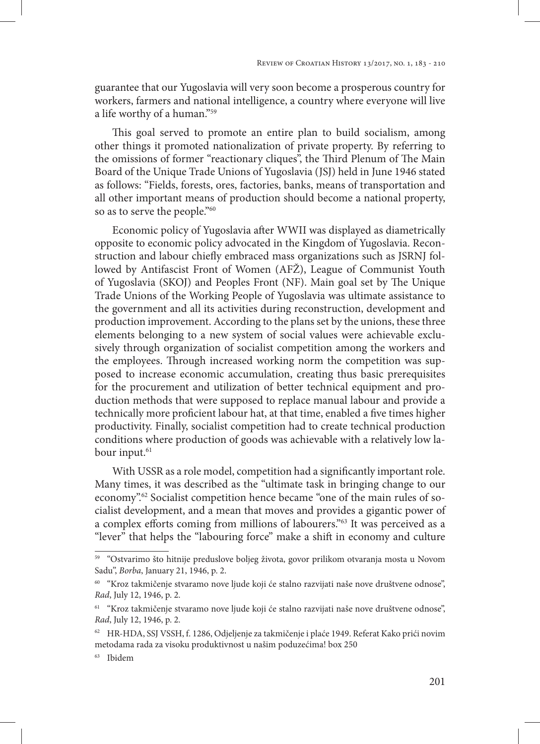guarantee that our Yugoslavia will very soon become a prosperous country for workers, farmers and national intelligence, a country where everyone will live a life worthy of a human."[59]

This goal served to promote an entire plan to build socialism, among other things it promoted nationalization of private property. By referring to the omissions of former "reactionary cliques", the Third Plenum of The Main Board of the Unique Trade Unions of Yugoslavia (JSJ) held in June 1946 stated as follows: "Fields, forests, ores, factories, banks, means of transportation and all other important means of production should become a national property, so as to serve the people."[60]

Economic policy of Yugoslavia after WWII was displayed as diametrically opposite to economic policy advocated in the Kingdom of Yugoslavia. Reconstruction and labour chiefly embraced mass organizations such as JSRNJ followed by Antifascist Front of Women (AFŽ), League of Communist Youth of Yugoslavia (SKOJ) and Peoples Front (NF). Main goal set by The Unique Trade Unions of the Working People of Yugoslavia was ultimate assistance to the government and all its activities during reconstruction, development and production improvement. According to the plans set by the unions, these three elements belonging to a new system of social values were achievable exclusively through organization of socialist competition among the workers and the employees. Through increased working norm the competition was supposed to increase economic accumulation, creating thus basic prerequisites for the procurement and utilization of better technical equipment and production methods that were supposed to replace manual labour and provide a technically more proficient labour hat, at that time, enabled a five times higher productivity. Finally, socialist competition had to create technical production conditions where production of goods was achievable with a relatively low labour input.[61]

With USSR as a role model, competition had a significantly important role. Many times, it was described as the "ultimate task in bringing change to our economy".[62] Socialist competition hence became "one of the main rules of socialist development, and a mean that moves and provides a gigantic power of a complex efforts coming from millions of labourers."[63] It was perceived as a "lever" that helps the "labouring force" make a shift in economy and culture

---

[59] "Ostvarimo što hitnije preduslove boljeg života, govor prilikom otvaranja mosta u Novom Sadu", *Borba*, January 21, 1946, p. 2.

[60] "Kroz takmičenje stvaramo nove ljude koji će stalno razvijati naše nove društvene odnose", *Rad*, July 12, 1946, p. 2.

[61] "Kroz takmičenje stvaramo nove ljude koji će stalno razvijati naše nove društvene odnose", *Rad*, July 12, 1946, p. 2.

[62] HR-HDA, SSJ VSSH, f. 1286, Odjeljenje za takmičenje i plaće 1949. Referat Kako prići novim metodama rada za visoku produktivnost u našim poduzećima! box 250

[63] Ibidem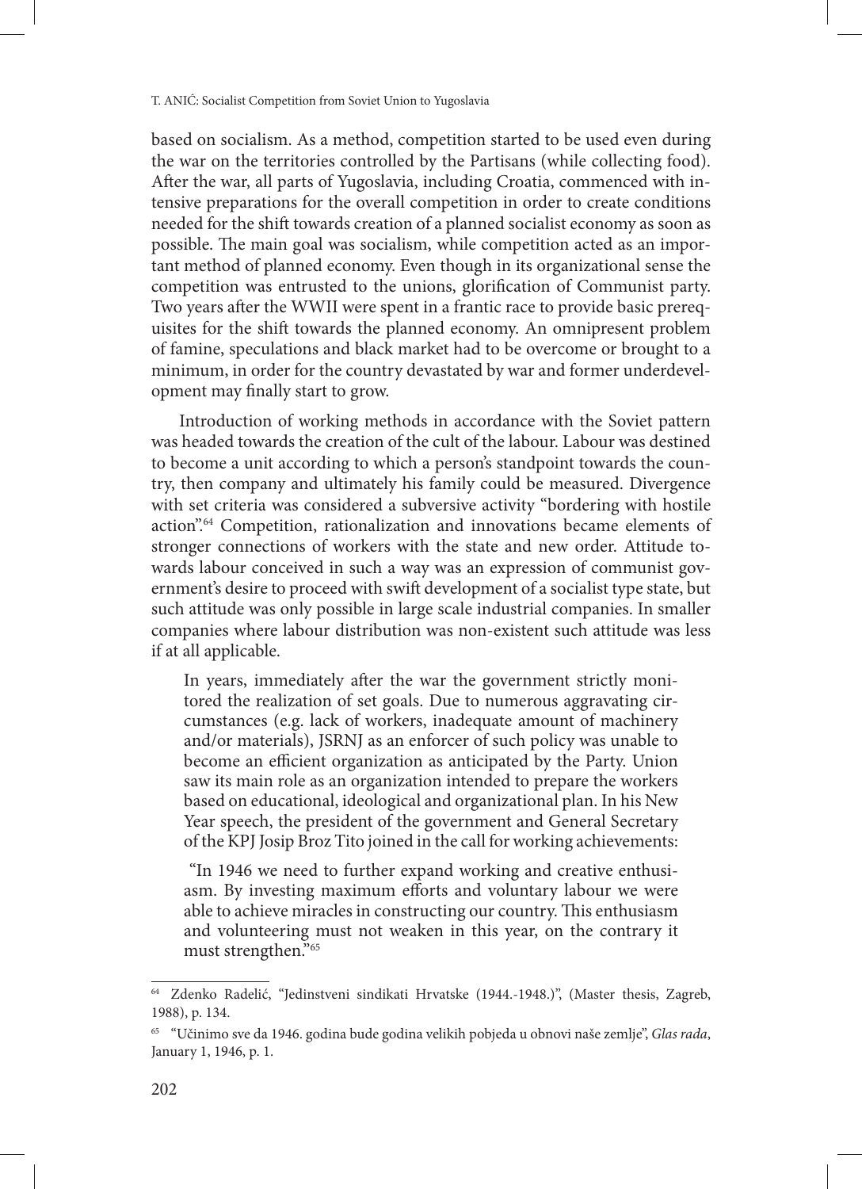based on socialism. As a method, competition started to be used even during the war on the territories controlled by the Partisans (while collecting food). After the war, all parts of Yugoslavia, including Croatia, commenced with intensive preparations for the overall competition in order to create conditions needed for the shift towards creation of a planned socialist economy as soon as possible. The main goal was socialism, while competition acted as an important method of planned economy. Even though in its organizational sense the competition was entrusted to the unions, glorification of Communist party. Two years after the WWII were spent in a frantic race to provide basic prerequisites for the shift towards the planned economy. An omnipresent problem of famine, speculations and black market had to be overcome or brought to a minimum, in order for the country devastated by war and former underdevelopment may finally start to grow.

Introduction of working methods in accordance with the Soviet pattern was headed towards the creation of the cult of the labour. Labour was destined to become a unit according to which a person's standpoint towards the country, then company and ultimately his family could be measured. Divergence with set criteria was considered a subversive activity "bordering with hostile action".[64] Competition, rationalization and innovations became elements of stronger connections of workers with the state and new order. Attitude towards labour conceived in such a way was an expression of communist government's desire to proceed with swift development of a socialist type state, but such attitude was only possible in large scale industrial companies. In smaller companies where labour distribution was non-existent such attitude was less if at all applicable.

> In years, immediately after the war the government strictly monitored the realization of set goals. Due to numerous aggravating circumstances (e.g. lack of workers, inadequate amount of machinery and/or materials), JSRNJ as an enforcer of such policy was unable to become an efficient organization as anticipated by the Party. Union saw its main role as an organization intended to prepare the workers based on educational, ideological and organizational plan. In his New Year speech, the president of the government and General Secretary of the KPJ Josip Broz Tito joined in the call for working achievements:
>
> "In 1946 we need to further expand working and creative enthusiasm. By investing maximum efforts and voluntary labour we were able to achieve miracles in constructing our country. This enthusiasm and volunteering must not weaken in this year, on the contrary it must strengthen."[65]

---

[64] Zdenko Radelić, "Jedinstveni sindikati Hrvatske (1944.-1948.)", (Master thesis, Zagreb, 1988), p. 134.

[65] "Učinimo sve da 1946. godina bude godina velikih pobjeda u obnovi naše zemlje", *Glas rada*, January 1, 1946, p. 1.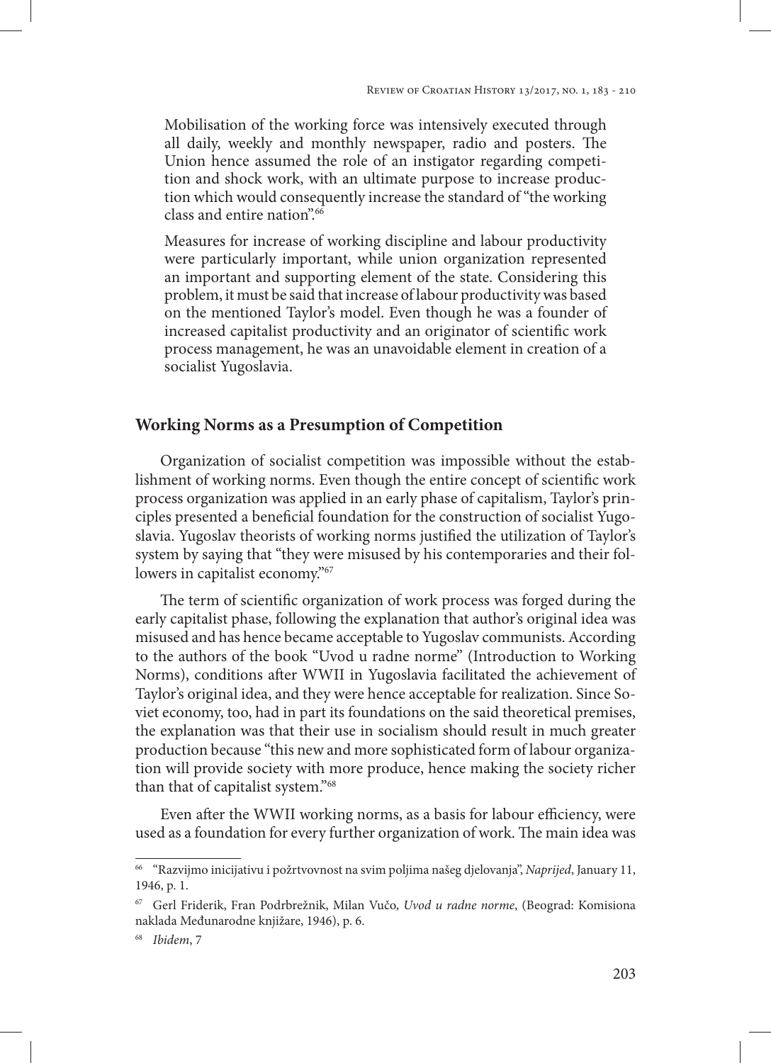Mobilisation of the working force was intensively executed through all daily, weekly and monthly newspaper, radio and posters. The Union hence assumed the role of an instigator regarding competition and shock work, with an ultimate purpose to increase production which would consequently increase the standard of "the working class and entire nation".[66]

Measures for increase of working discipline and labour productivity were particularly important, while union organization represented an important and supporting element of the state. Considering this problem, it must be said that increase of labour productivity was based on the mentioned Taylor's model. Even though he was a founder of increased capitalist productivity and an originator of scientific work process management, he was an unavoidable element in creation of a socialist Yugoslavia.

## Working Norms as a Presumption of Competition

Organization of socialist competition was impossible without the establishment of working norms. Even though the entire concept of scientific work process organization was applied in an early phase of capitalism, Taylor's principles presented a beneficial foundation for the construction of socialist Yugoslavia. Yugoslav theorists of working norms justified the utilization of Taylor's system by saying that "they were misused by his contemporaries and their followers in capitalist economy."[67]

The term of scientific organization of work process was forged during the early capitalist phase, following the explanation that author's original idea was misused and has hence became acceptable to Yugoslav communists. According to the authors of the book "Uvod u radne norme" (Introduction to Working Norms), conditions after WWII in Yugoslavia facilitated the achievement of Taylor's original idea, and they were hence acceptable for realization. Since Soviet economy, too, had in part its foundations on the said theoretical premises, the explanation was that their use in socialism should result in much greater production because "this new and more sophisticated form of labour organization will provide society with more produce, hence making the society richer than that of capitalist system."[68]

Even after the WWII working norms, as a basis for labour efficiency, were used as a foundation for every further organization of work. The main idea was

---

[66] "Razvijmo inicijativu i požrtvovnost na svim poljima našeg djelovanja", *Naprijed*, January 11, 1946, p. 1.

[67] Gerl Friderik, Fran Podrbrežnik, Milan Vučo, *Uvod u radne norme*, (Beograd: Komisiona naklada Međunarodne knjižare, 1946), p. 6.

[68] *Ibidem*, 7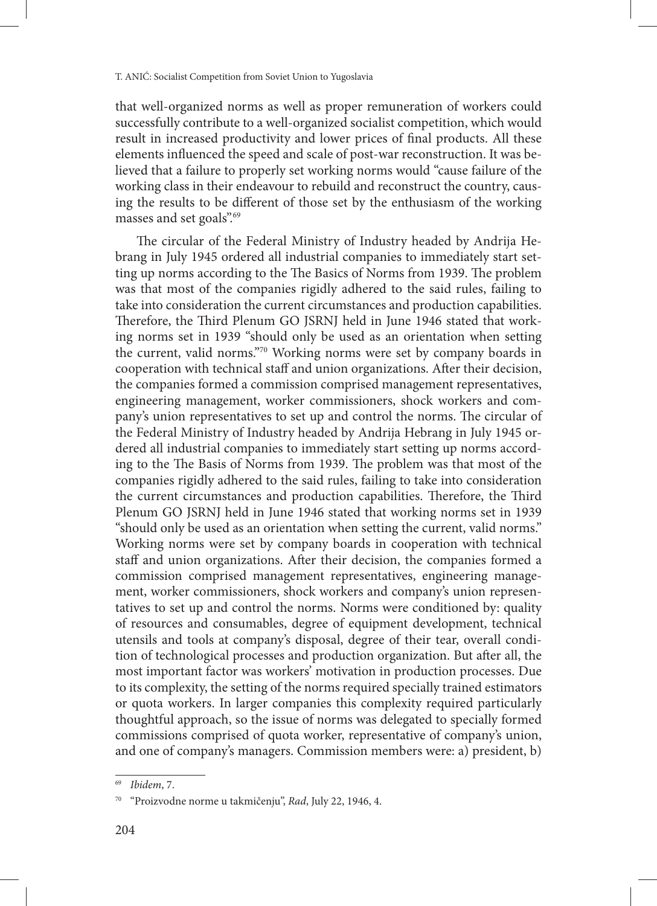that well-organized norms as well as proper remuneration of workers could successfully contribute to a well-organized socialist competition, which would result in increased productivity and lower prices of final products. All these elements influenced the speed and scale of post-war reconstruction. It was believed that a failure to properly set working norms would "cause failure of the working class in their endeavour to rebuild and reconstruct the country, causing the results to be different of those set by the enthusiasm of the working masses and set goals".[69]

The circular of the Federal Ministry of Industry headed by Andrija Hebrang in July 1945 ordered all industrial companies to immediately start setting up norms according to the The Basics of Norms from 1939. The problem was that most of the companies rigidly adhered to the said rules, failing to take into consideration the current circumstances and production capabilities. Therefore, the Third Plenum GO JSRNJ held in June 1946 stated that working norms set in 1939 "should only be used as an orientation when setting the current, valid norms."[70] Working norms were set by company boards in cooperation with technical staff and union organizations. After their decision, the companies formed a commission comprised management representatives, engineering management, worker commissioners, shock workers and company's union representatives to set up and control the norms. The circular of the Federal Ministry of Industry headed by Andrija Hebrang in July 1945 ordered all industrial companies to immediately start setting up norms according to the The Basis of Norms from 1939. The problem was that most of the companies rigidly adhered to the said rules, failing to take into consideration the current circumstances and production capabilities. Therefore, the Third Plenum GO JSRNJ held in June 1946 stated that working norms set in 1939 "should only be used as an orientation when setting the current, valid norms." Working norms were set by company boards in cooperation with technical staff and union organizations. After their decision, the companies formed a commission comprised management representatives, engineering management, worker commissioners, shock workers and company's union representatives to set up and control the norms. Norms were conditioned by: quality of resources and consumables, degree of equipment development, technical utensils and tools at company's disposal, degree of their tear, overall condition of technological processes and production organization. But after all, the most important factor was workers' motivation in production processes. Due to its complexity, the setting of the norms required specially trained estimators or quota workers. In larger companies this complexity required particularly thoughtful approach, so the issue of norms was delegated to specially formed commissions comprised of quota worker, representative of company's union, and one of company's managers. Commission members were: a) president, b)

---

[69] *Ibidem*, 7.

[70] "Proizvodne norme u takmičenju", *Rad*, July 22, 1946, 4.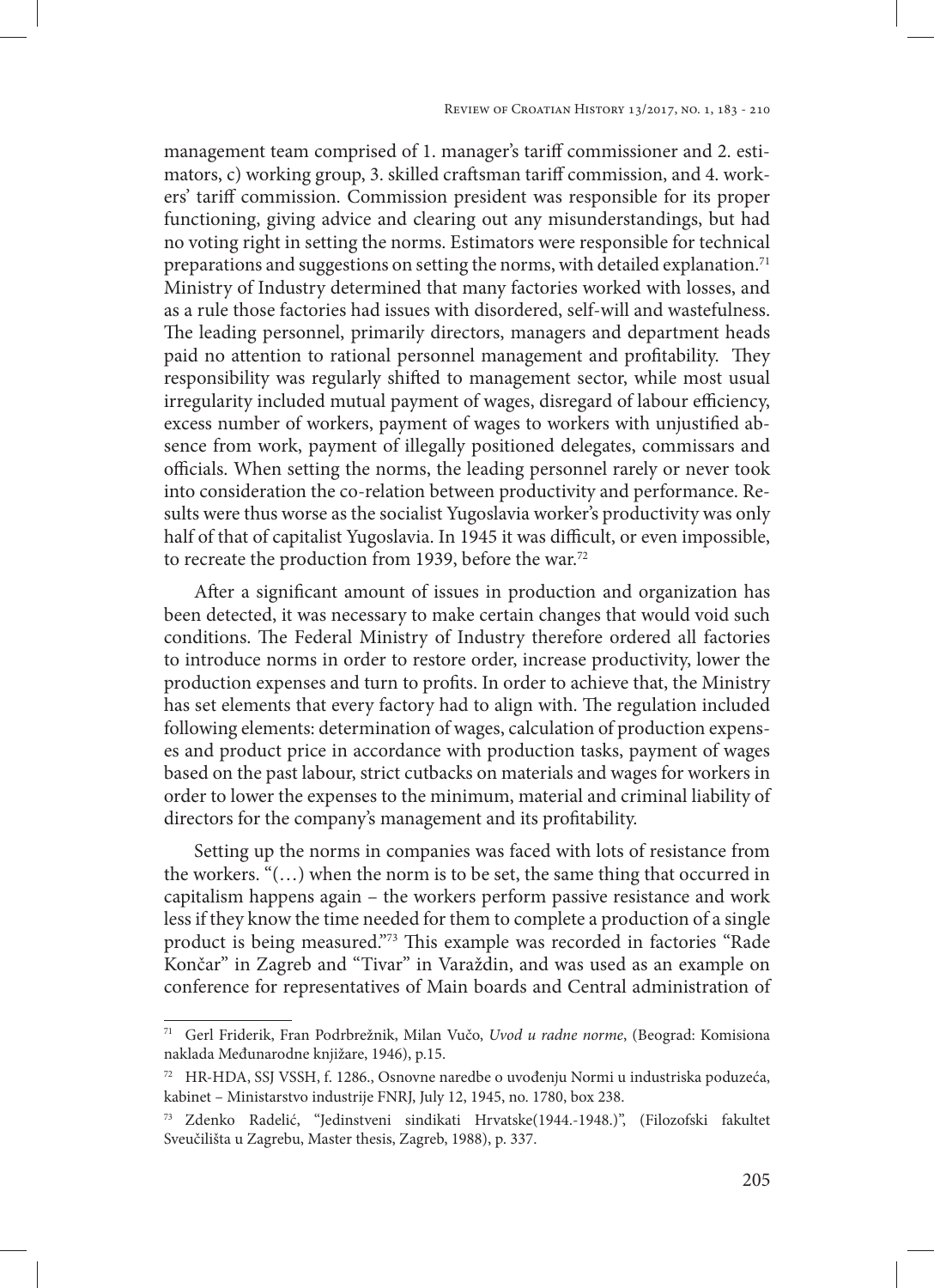management team comprised of 1. manager's tariff commissioner and 2. estimators, c) working group, 3. skilled craftsman tariff commission, and 4. workers' tariff commission. Commission president was responsible for its proper functioning, giving advice and clearing out any misunderstandings, but had no voting right in setting the norms. Estimators were responsible for technical preparations and suggestions on setting the norms, with detailed explanation.[71] Ministry of Industry determined that many factories worked with losses, and as a rule those factories had issues with disordered, self-will and wastefulness. The leading personnel, primarily directors, managers and department heads paid no attention to rational personnel management and profitability. They responsibility was regularly shifted to management sector, while most usual irregularity included mutual payment of wages, disregard of labour efficiency, excess number of workers, payment of wages to workers with unjustified absence from work, payment of illegally positioned delegates, commissars and officials. When setting the norms, the leading personnel rarely or never took into consideration the co-relation between productivity and performance. Results were thus worse as the socialist Yugoslavia worker's productivity was only half of that of capitalist Yugoslavia. In 1945 it was difficult, or even impossible, to recreate the production from 1939, before the war.[72]

After a significant amount of issues in production and organization has been detected, it was necessary to make certain changes that would void such conditions. The Federal Ministry of Industry therefore ordered all factories to introduce norms in order to restore order, increase productivity, lower the production expenses and turn to profits. In order to achieve that, the Ministry has set elements that every factory had to align with. The regulation included following elements: determination of wages, calculation of production expenses and product price in accordance with production tasks, payment of wages based on the past labour, strict cutbacks on materials and wages for workers in order to lower the expenses to the minimum, material and criminal liability of directors for the company's management and its profitability.

Setting up the norms in companies was faced with lots of resistance from the workers. "(…) when the norm is to be set, the same thing that occurred in capitalism happens again – the workers perform passive resistance and work less if they know the time needed for them to complete a production of a single product is being measured."[73] This example was recorded in factories "Rade Končar" in Zagreb and "Tivar" in Varaždin, and was used as an example on conference for representatives of Main boards and Central administration of

---

[71] Gerl Friderik, Fran Podrbrežnik, Milan Vučo, *Uvod u radne norme*, (Beograd: Komisiona naklada Međunarodne knjižare, 1946), p.15.

[72] HR-HDA, SSJ VSSH, f. 1286., Osnovne naredbe o uvođenju Normi u industriska poduzeća, kabinet – Ministarstvo industrije FNRJ, July 12, 1945, no. 1780, box 238.

[73] Zdenko Radelić, "Jedinstveni sindikati Hrvatske(1944.-1948.)", (Filozofski fakultet Sveučilišta u Zagrebu, Master thesis, Zagreb, 1988), p. 337.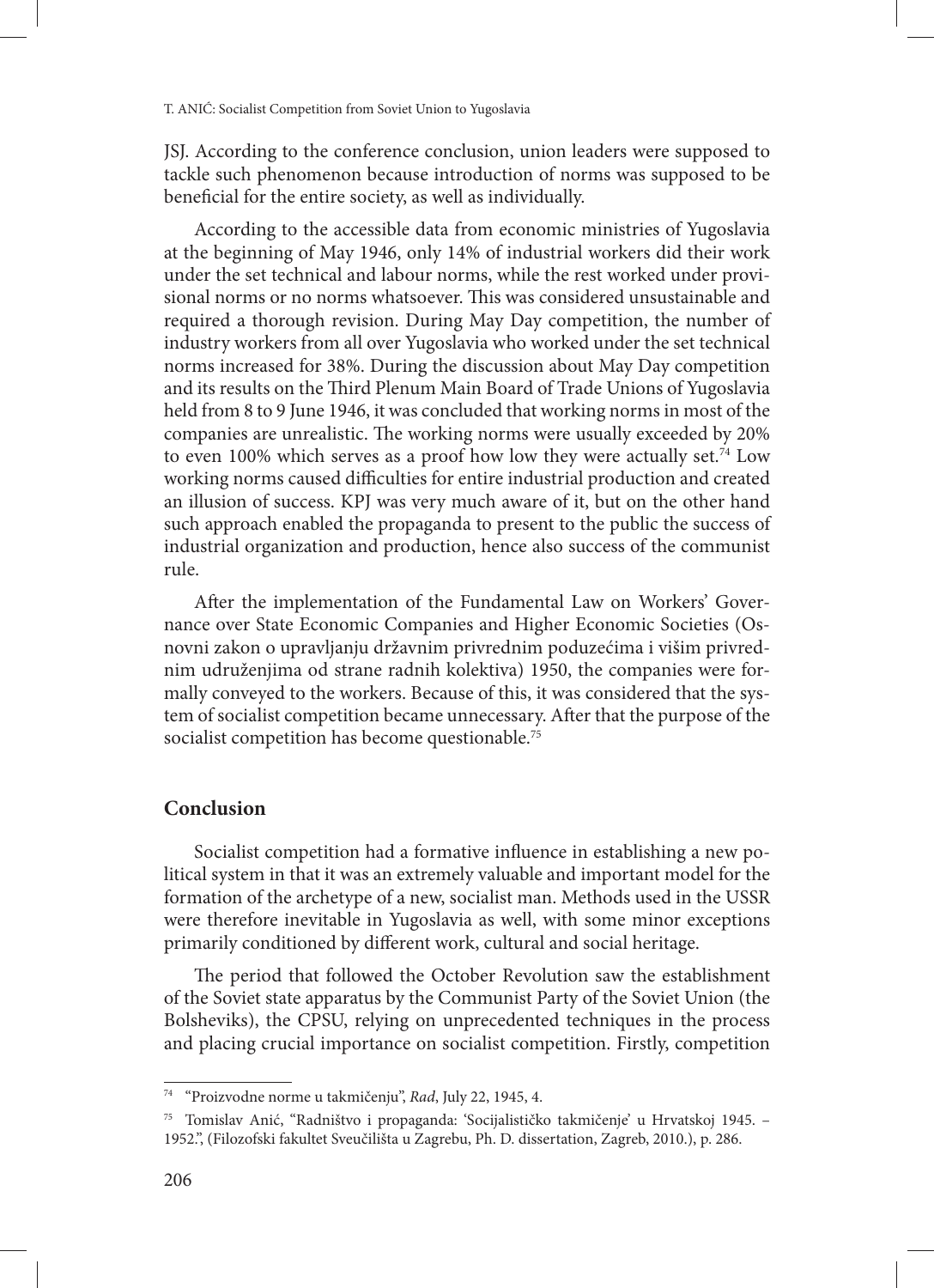JSJ. According to the conference conclusion, union leaders were supposed to tackle such phenomenon because introduction of norms was supposed to be beneficial for the entire society, as well as individually.

According to the accessible data from economic ministries of Yugoslavia at the beginning of May 1946, only 14% of industrial workers did their work under the set technical and labour norms, while the rest worked under provisional norms or no norms whatsoever. This was considered unsustainable and required a thorough revision. During May Day competition, the number of industry workers from all over Yugoslavia who worked under the set technical norms increased for 38%. During the discussion about May Day competition and its results on the Third Plenum Main Board of Trade Unions of Yugoslavia held from 8 to 9 June 1946, it was concluded that working norms in most of the companies are unrealistic. The working norms were usually exceeded by 20% to even 100% which serves as a proof how low they were actually set.[74] Low working norms caused difficulties for entire industrial production and created an illusion of success. KPJ was very much aware of it, but on the other hand such approach enabled the propaganda to present to the public the success of industrial organization and production, hence also success of the communist rule.

After the implementation of the Fundamental Law on Workers' Governance over State Economic Companies and Higher Economic Societies (Osnovni zakon o upravljanju državnim privrednim poduzećima i višim privrednim udruženjima od strane radnih kolektiva) 1950, the companies were formally conveyed to the workers. Because of this, it was considered that the system of socialist competition became unnecessary. After that the purpose of the socialist competition has become questionable.[75]

## Conclusion

Socialist competition had a formative influence in establishing a new political system in that it was an extremely valuable and important model for the formation of the archetype of a new, socialist man. Methods used in the USSR were therefore inevitable in Yugoslavia as well, with some minor exceptions primarily conditioned by different work, cultural and social heritage.

The period that followed the October Revolution saw the establishment of the Soviet state apparatus by the Communist Party of the Soviet Union (the Bolsheviks), the CPSU, relying on unprecedented techniques in the process and placing crucial importance on socialist competition. Firstly, competition

---

[74] "Proizvodne norme u takmičenju", *Rad*, July 22, 1945, 4.

[75] Tomislav Anić, "Radništvo i propaganda: 'Socijalističko takmičenje' u Hrvatskoj 1945. – 1952.", (Filozofski fakultet Sveučilišta u Zagrebu, Ph. D. dissertation, Zagreb, 2010.), p. 286.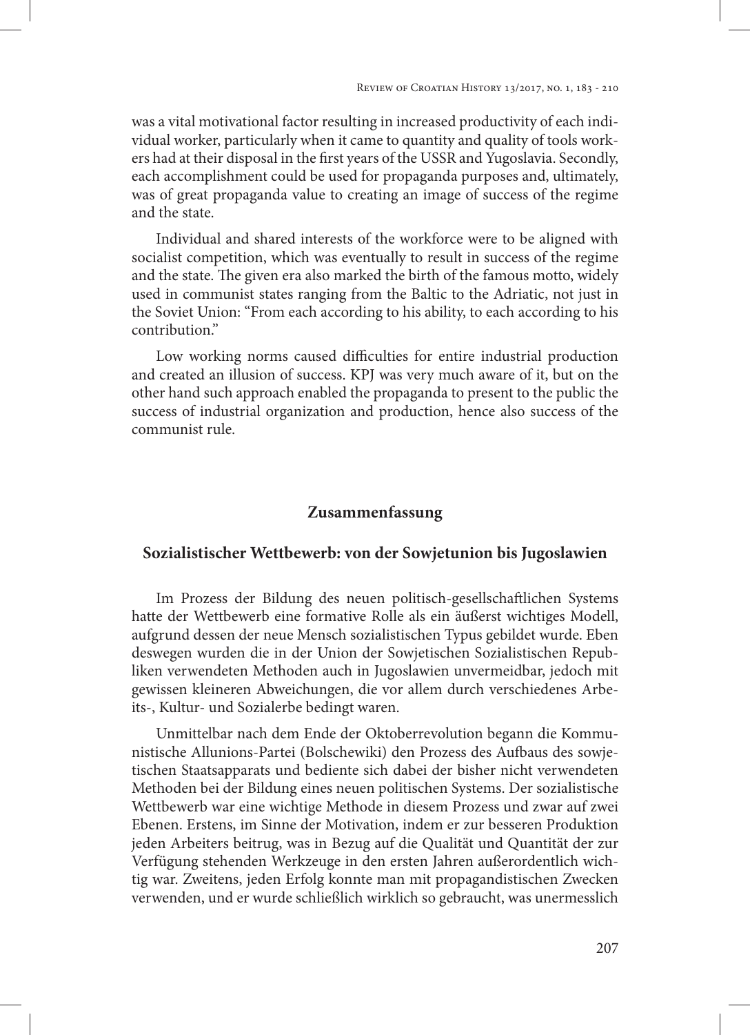was a vital motivational factor resulting in increased productivity of each individual worker, particularly when it came to quantity and quality of tools workers had at their disposal in the first years of the USSR and Yugoslavia. Secondly, each accomplishment could be used for propaganda purposes and, ultimately, was of great propaganda value to creating an image of success of the regime and the state.

Individual and shared interests of the workforce were to be aligned with socialist competition, which was eventually to result in success of the regime and the state. The given era also marked the birth of the famous motto, widely used in communist states ranging from the Baltic to the Adriatic, not just in the Soviet Union: "From each according to his ability, to each according to his contribution."

Low working norms caused difficulties for entire industrial production and created an illusion of success. KPJ was very much aware of it, but on the other hand such approach enabled the propaganda to present to the public the success of industrial organization and production, hence also success of the communist rule.

## Zusammenfassung

### Sozialistischer Wettbewerb: von der Sowjetunion bis Jugoslawien

Im Prozess der Bildung des neuen politisch-gesellschaftlichen Systems hatte der Wettbewerb eine formative Rolle als ein äußerst wichtiges Modell, aufgrund dessen der neue Mensch sozialistischen Typus gebildet wurde. Eben deswegen wurden die in der Union der Sowjetischen Sozialistischen Republiken verwendeten Methoden auch in Jugoslawien unvermeidbar, jedoch mit gewissen kleineren Abweichungen, die vor allem durch verschiedenes Arbeits-, Kultur- und Sozialerbe bedingt waren.

Unmittelbar nach dem Ende der Oktoberrevolution begann die Kommunistische Allunions-Partei (Bolschewiki) den Prozess des Aufbaus des sowjetischen Staatsapparats und bediente sich dabei der bisher nicht verwendeten Methoden bei der Bildung eines neuen politischen Systems. Der sozialistische Wettbewerb war eine wichtige Methode in diesem Prozess und zwar auf zwei Ebenen. Erstens, im Sinne der Motivation, indem er zur besseren Produktion jeden Arbeiters beitrug, was in Bezug auf die Qualität und Quantität der zur Verfügung stehenden Werkzeuge in den ersten Jahren außerordentlich wichtig war. Zweitens, jeden Erfolg konnte man mit propagandistischen Zwecken verwenden, und er wurde schließlich wirklich so gebraucht, was unermesslich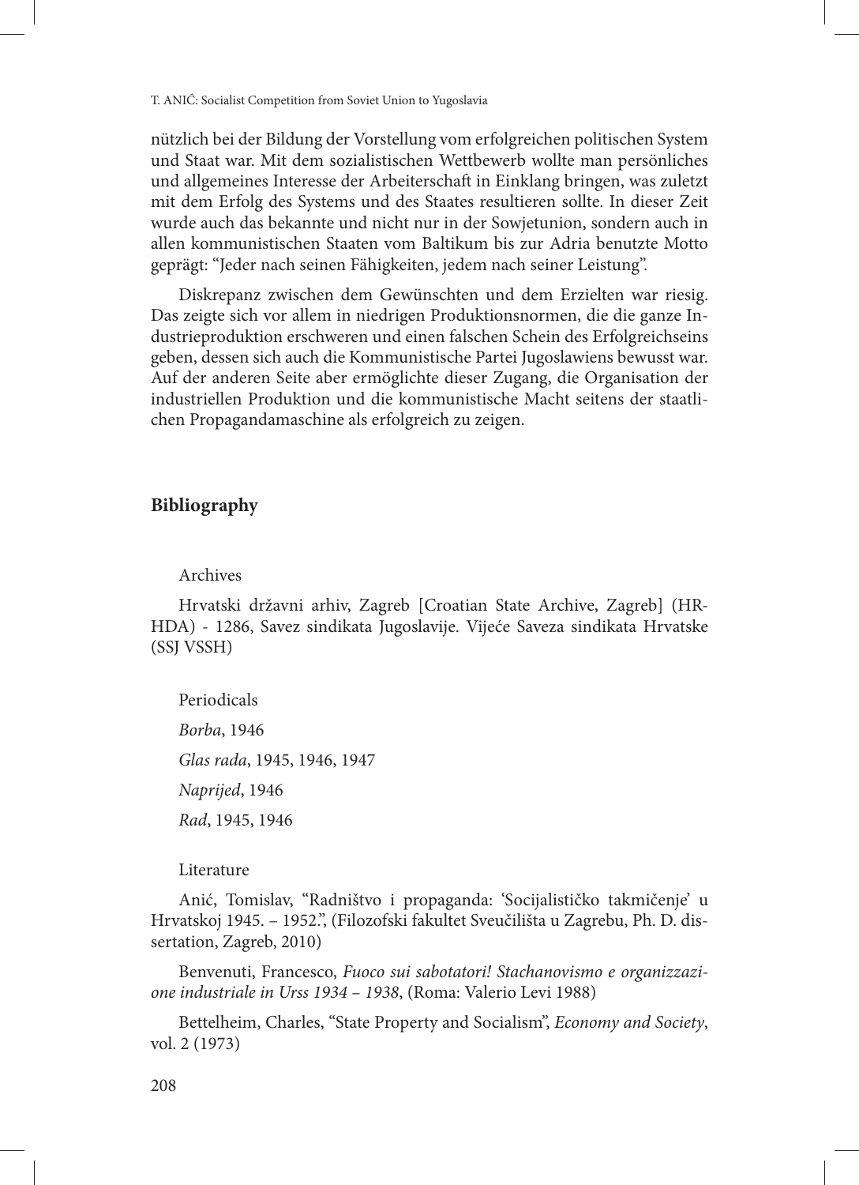nützlich bei der Bildung der Vorstellung vom erfolgreichen politischen System und Staat war. Mit dem sozialistischen Wettbewerb wollte man persönliches und allgemeines Interesse der Arbeiterschaft in Einklang bringen, was zuletzt mit dem Erfolg des Systems und des Staates resultieren sollte. In dieser Zeit wurde auch das bekannte und nicht nur in der Sowjetunion, sondern auch in allen kommunistischen Staaten vom Baltikum bis zur Adria benutzte Motto geprägt: "Jeder nach seinen Fähigkeiten, jedem nach seiner Leistung".

Diskrepanz zwischen dem Gewünschten und dem Erzielten war riesig. Das zeigte sich vor allem in niedrigen Produktionsnormen, die die ganze Industrieproduktion erschweren und einen falschen Schein des Erfolgreichseins geben, dessen sich auch die Kommunistische Partei Jugoslawiens bewusst war. Auf der anderen Seite aber ermöglichte dieser Zugang, die Organisation der industriellen Produktion und die kommunistische Macht seitens der staatlichen Propagandamaschine als erfolgreich zu zeigen.

## Bibliography

Archives

Hrvatski državni arhiv, Zagreb [Croatian State Archive, Zagreb] (HR-HDA) - 1286, Savez sindikata Jugoslavije. Vijeće Saveza sindikata Hrvatske (SSJ VSSH)

Periodicals

*Borba*, 1946

*Glas rada*, 1945, 1946, 1947

*Naprijed*, 1946

*Rad*, 1945, 1946

Literature

Anić, Tomislav, "Radništvo i propaganda: 'Socijalističko takmičenje' u Hrvatskoj 1945. – 1952.", (Filozofski fakultet Sveučilišta u Zagrebu, Ph. D. dissertation, Zagreb, 2010)

Benvenuti, Francesco, *Fuoco sui sabotatori! Stachanovismo e organizzazione industriale in Urss 1934 – 1938*, (Roma: Valerio Levi 1988)

Bettelheim, Charles, "State Property and Socialism", *Economy and Society*, vol. 2 (1973)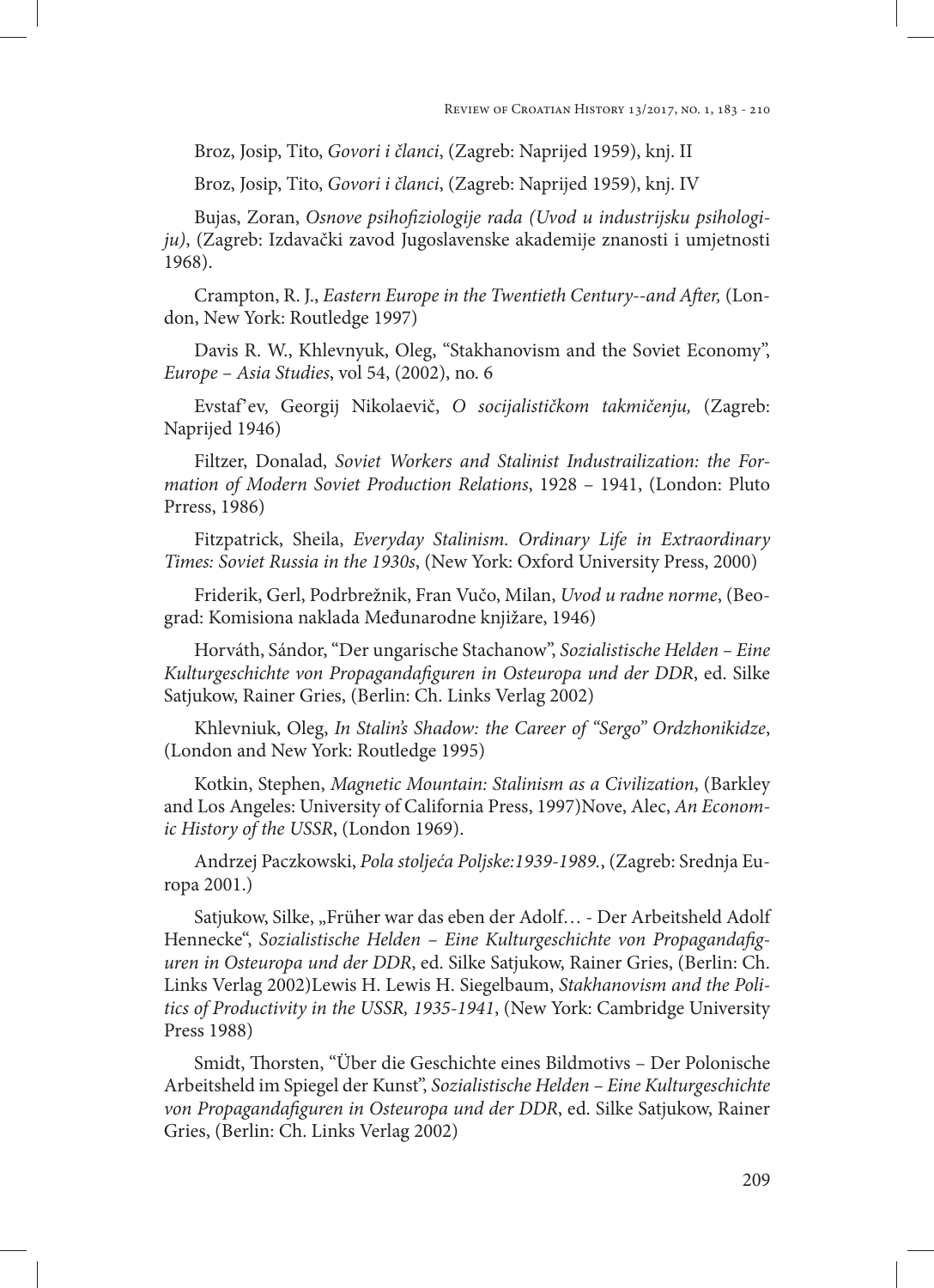Broz, Josip, Tito, *Govori i članci*, (Zagreb: Naprijed 1959), knj. II

Broz, Josip, Tito, *Govori i članci*, (Zagreb: Naprijed 1959), knj. IV

Bujas, Zoran, *Osnove psihofiziologije rada (Uvod u industrijsku psihologiju)*, (Zagreb: Izdavački zavod Jugoslavenske akademije znanosti i umjetnosti 1968).

Crampton, R. J., *Eastern Europe in the Twentieth Century--and After,* (London, New York: Routledge 1997)

Davis R. W., Khlevnyuk, Oleg, "Stakhanovism and the Soviet Economy", *Europe – Asia Studies*, vol 54, (2002), no. 6

Evstaf'ev, Georgij Nikolaevič, *O socijalističkom takmičenju,* (Zagreb: Naprijed 1946)

Filtzer, Donalad, *Soviet Workers and Stalinist Industrailization: the Formation of Modern Soviet Production Relations*, 1928 – 1941, (London: Pluto Prress, 1986)

Fitzpatrick, Sheila, *Everyday Stalinism. Ordinary Life in Extraordinary Times: Soviet Russia in the 1930s*, (New York: Oxford University Press, 2000)

Friderik, Gerl, Podrbrežnik, Fran Vučo, Milan, *Uvod u radne norme*, (Beograd: Komisiona naklada Međunarodne knjižare, 1946)

Horváth, Sándor, "Der ungarische Stachanow", *Sozialistische Helden – Eine Kulturgeschichte von Propagandafiguren in Osteuropa und der DDR*, ed. Silke Satjukow, Rainer Gries, (Berlin: Ch. Links Verlag 2002)

Khlevniuk, Oleg, *In Stalin's Shadow: the Career of "Sergo" Ordzhonikidze*, (London and New York: Routledge 1995)

Kotkin, Stephen, *Magnetic Mountain: Stalinism as a Civilization*, (Barkley and Los Angeles: University of California Press, 1997)Nove, Alec, *An Economic History of the USSR*, (London 1969).

Andrzej Paczkowski, *Pola stoljeća Poljske:1939-1989.*, (Zagreb: Srednja Europa 2001.)

Satjukow, Silke, „Früher war das eben der Adolf… - Der Arbeitsheld Adolf Hennecke", *Sozialistische Helden – Eine Kulturgeschichte von Propagandafiguren in Osteuropa und der DDR*, ed. Silke Satjukow, Rainer Gries, (Berlin: Ch. Links Verlag 2002)Lewis H. Lewis H. Siegelbaum, *Stakhanovism and the Politics of Productivity in the USSR, 1935-1941*, (New York: Cambridge University Press 1988)

Smidt, Thorsten, "Über die Geschichte eines Bildmotivs – Der Polonische Arbeitsheld im Spiegel der Kunst", *Sozialistische Helden – Eine Kulturgeschichte von Propagandafiguren in Osteuropa und der DDR*, ed. Silke Satjukow, Rainer Gries, (Berlin: Ch. Links Verlag 2002)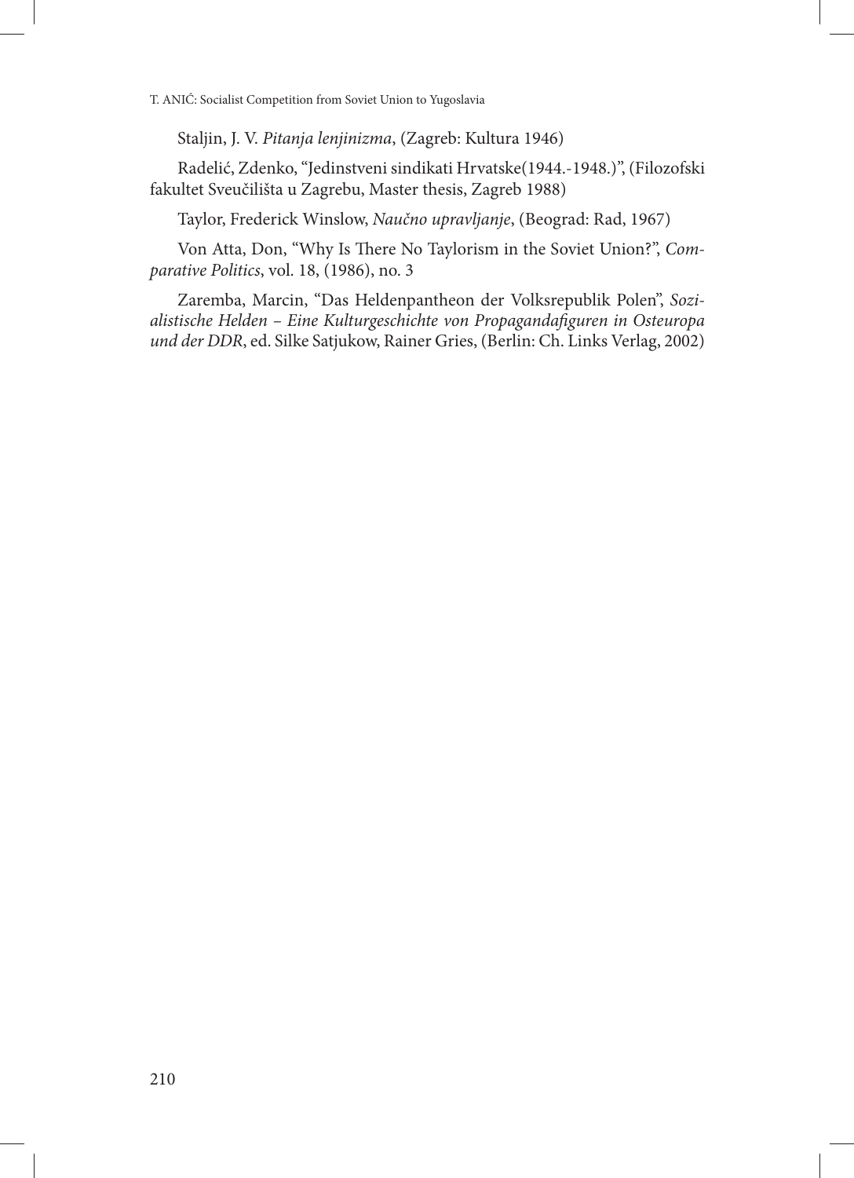Staljin, J. V. *Pitanja lenjinizma*, (Zagreb: Kultura 1946)

Radelić, Zdenko, "Jedinstveni sindikati Hrvatske(1944.-1948.)", (Filozofski fakultet Sveučilišta u Zagrebu, Master thesis, Zagreb 1988)

Taylor, Frederick Winslow, *Naučno upravljanje*, (Beograd: Rad, 1967)

Von Atta, Don, "Why Is There No Taylorism in the Soviet Union?", *Comparative Politics*, vol. 18, (1986), no. 3

Zaremba, Marcin, "Das Heldenpantheon der Volksrepublik Polen", *Sozialistische Helden – Eine Kulturgeschichte von Propagandafiguren in Osteuropa und der DDR*, ed. Silke Satjukow, Rainer Gries, (Berlin: Ch. Links Verlag, 2002)